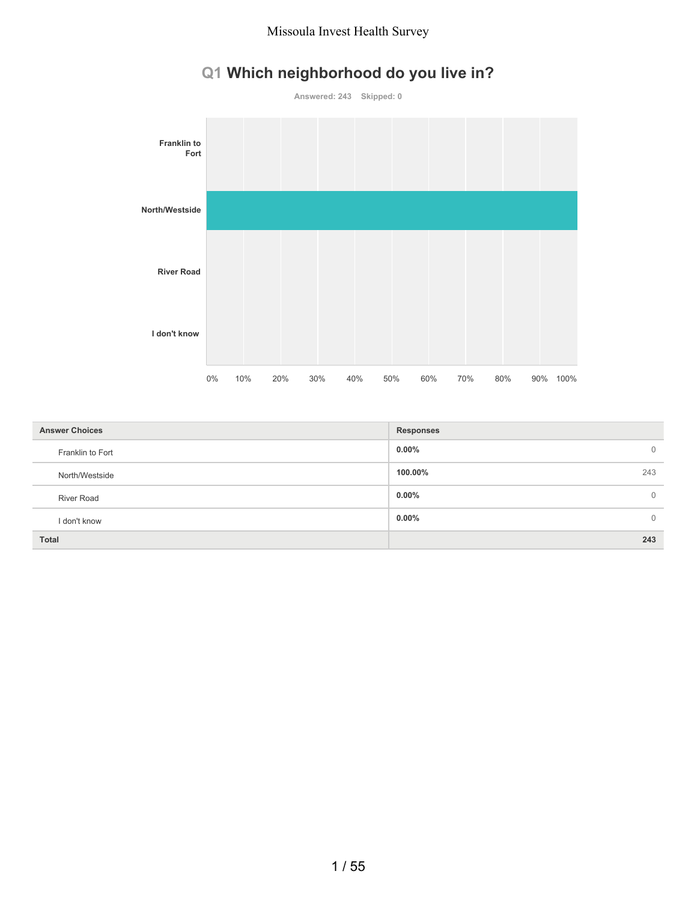# Missoula Invest Health Survey

## Q1 Which neighborhood do you live in?

Answered: 243 Skipped: 0

| Answer Choices | Responses | |
|---|---|---|
| Franklin to Fort | 0.00% | 0 |
| North/Westside | 100.00% | 243 |
| River Road | 0.00% | 0 |
| I don't know | 0.00% | 0 |
| **Total** | | **243** |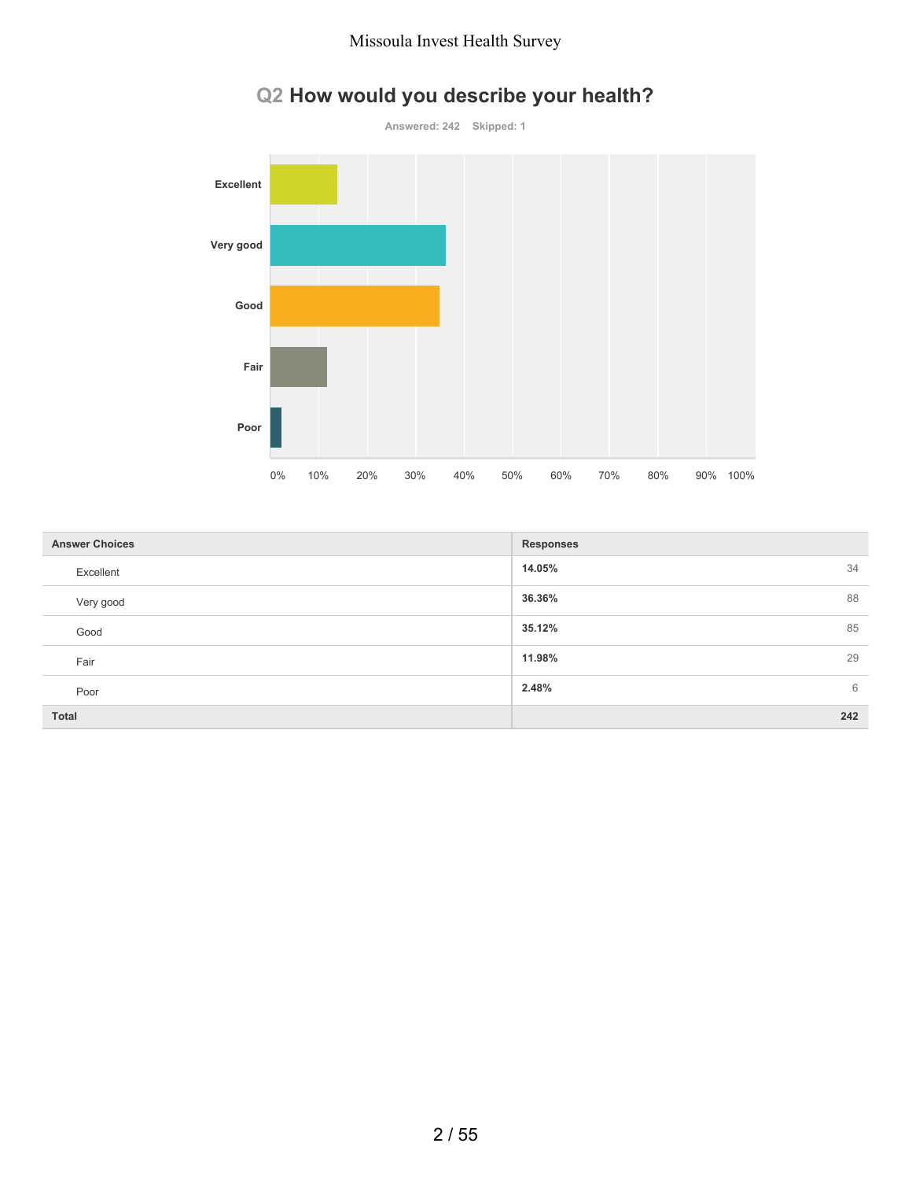## Q2 How would you describe your health?

Answered: 242 Skipped: 1

| Answer Choices | Responses | |
|---|---|---|
| Excellent | 14.05% | 34 |
| Very good | 36.36% | 88 |
| Good | 35.12% | 85 |
| Fair | 11.98% | 29 |
| Poor | 2.48% | 6 |
| **Total** | | **242** |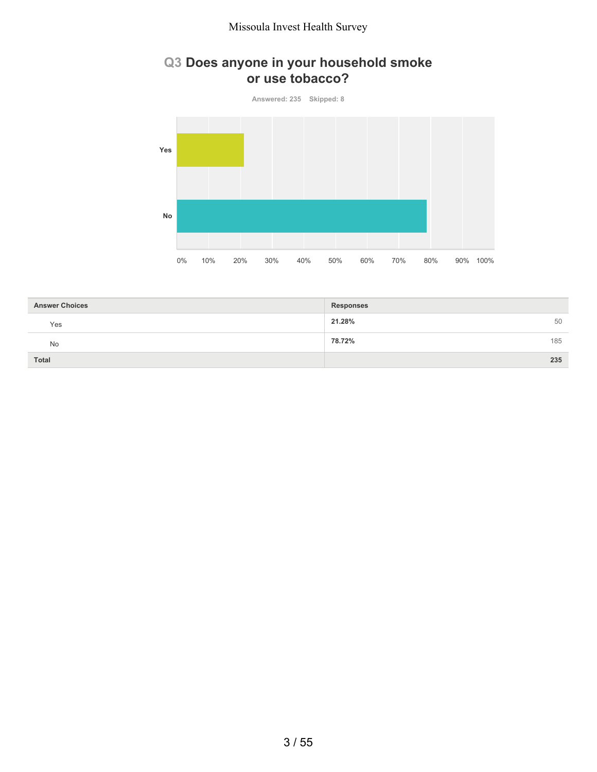## Q3 Does anyone in your household smoke or use tobacco?

Answered: 235 Skipped: 8

| Answer Choices | Responses | |
|---|---|---|
| Yes | 21.28% | 50 |
| No | 78.72% | 185 |
| Total | | 235 |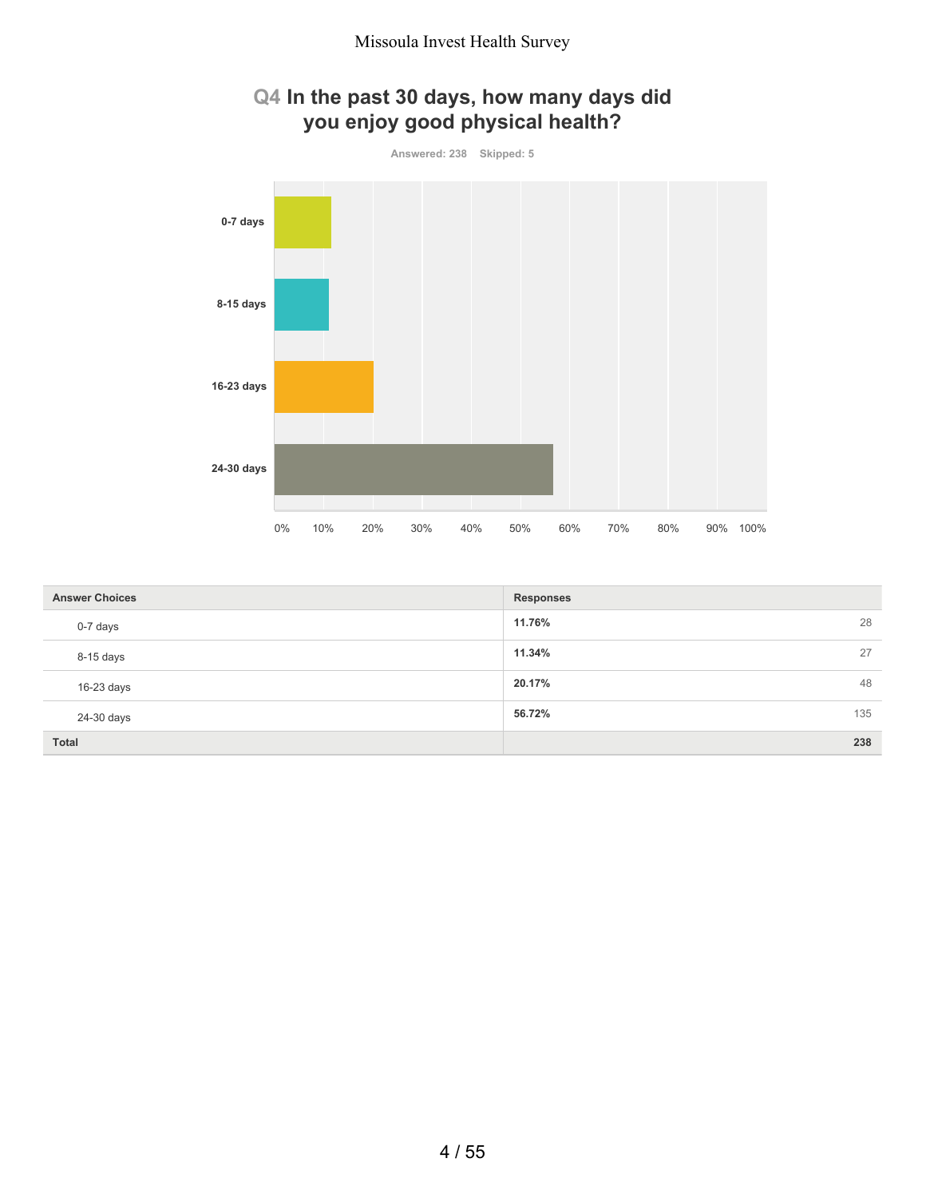## Q4 In the past 30 days, how many days did you enjoy good physical health?

Answered: 238 Skipped: 5

| Answer Choices | Responses | |
|---|---|---|
| 0-7 days | **11.76%** | 28 |
| 8-15 days | **11.34%** | 27 |
| 16-23 days | **20.17%** | 48 |
| 24-30 days | **56.72%** | 135 |
| **Total** | | **238** |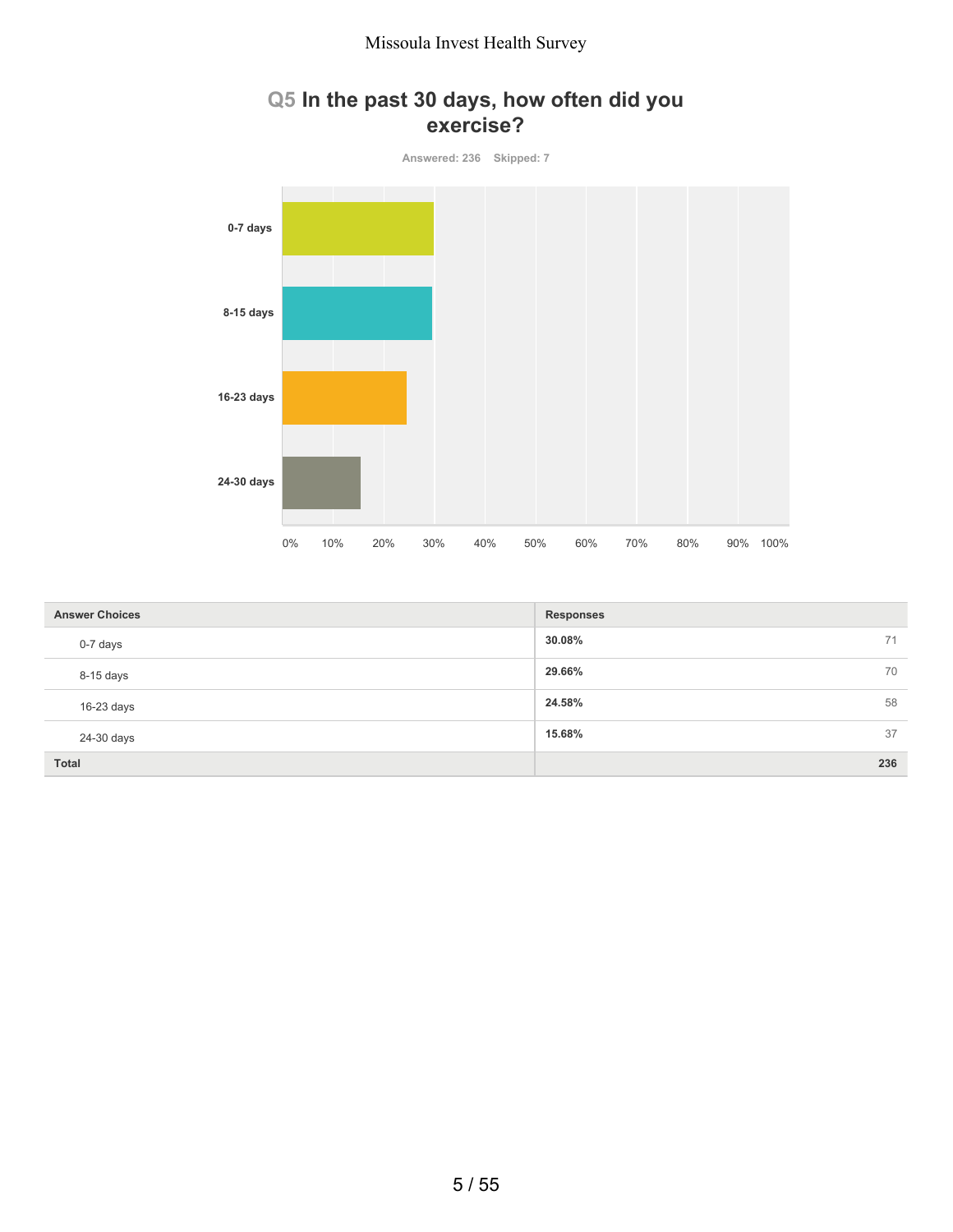## Q5 In the past 30 days, how often did you exercise?

Answered: 236 Skipped: 7

| Answer Choices | Responses | |
|---|---|---|
| 0-7 days | 30.08% | 71 |
| 8-15 days | 29.66% | 70 |
| 16-23 days | 24.58% | 58 |
| 24-30 days | 15.68% | 37 |
| **Total** | | **236** |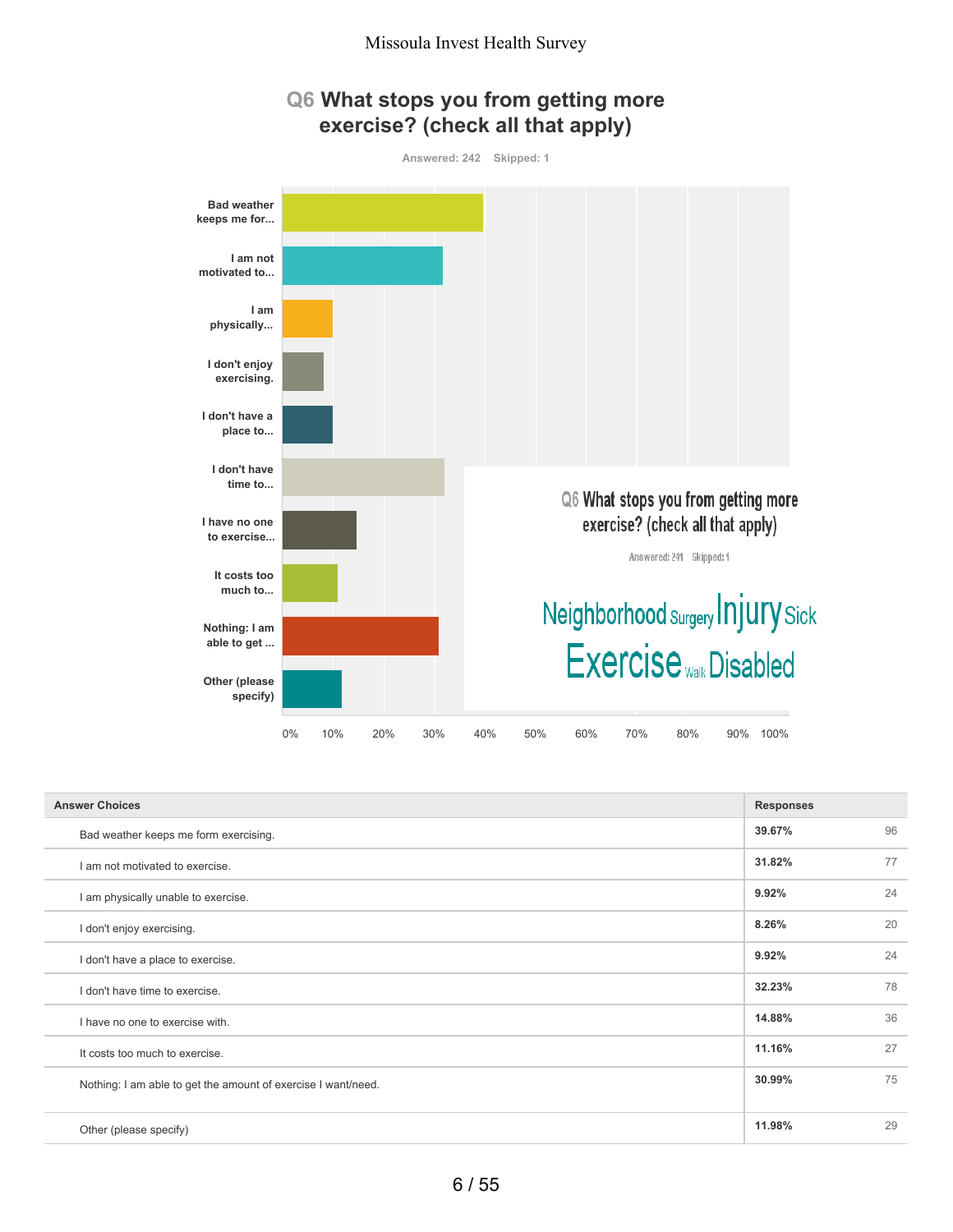## Q6 What stops you from getting more exercise? (check all that apply)

Answered: 242 Skipped: 1

| Answer Choices | Responses | |
|---|---|---|
| Bad weather keeps me form exercising. | 39.67% | 96 |
| I am not motivated to exercise. | 31.82% | 77 |
| I am physically unable to exercise. | 9.92% | 24 |
| I don't enjoy exercising. | 8.26% | 20 |
| I don't have a place to exercise. | 9.92% | 24 |
| I don't have time to exercise. | 32.23% | 78 |
| I have no one to exercise with. | 14.88% | 36 |
| It costs too much to exercise. | 11.16% | 27 |
| Nothing: I am able to get the amount of exercise I want/need. | 30.99% | 75 |
| Other (please specify) | 11.98% | 29 |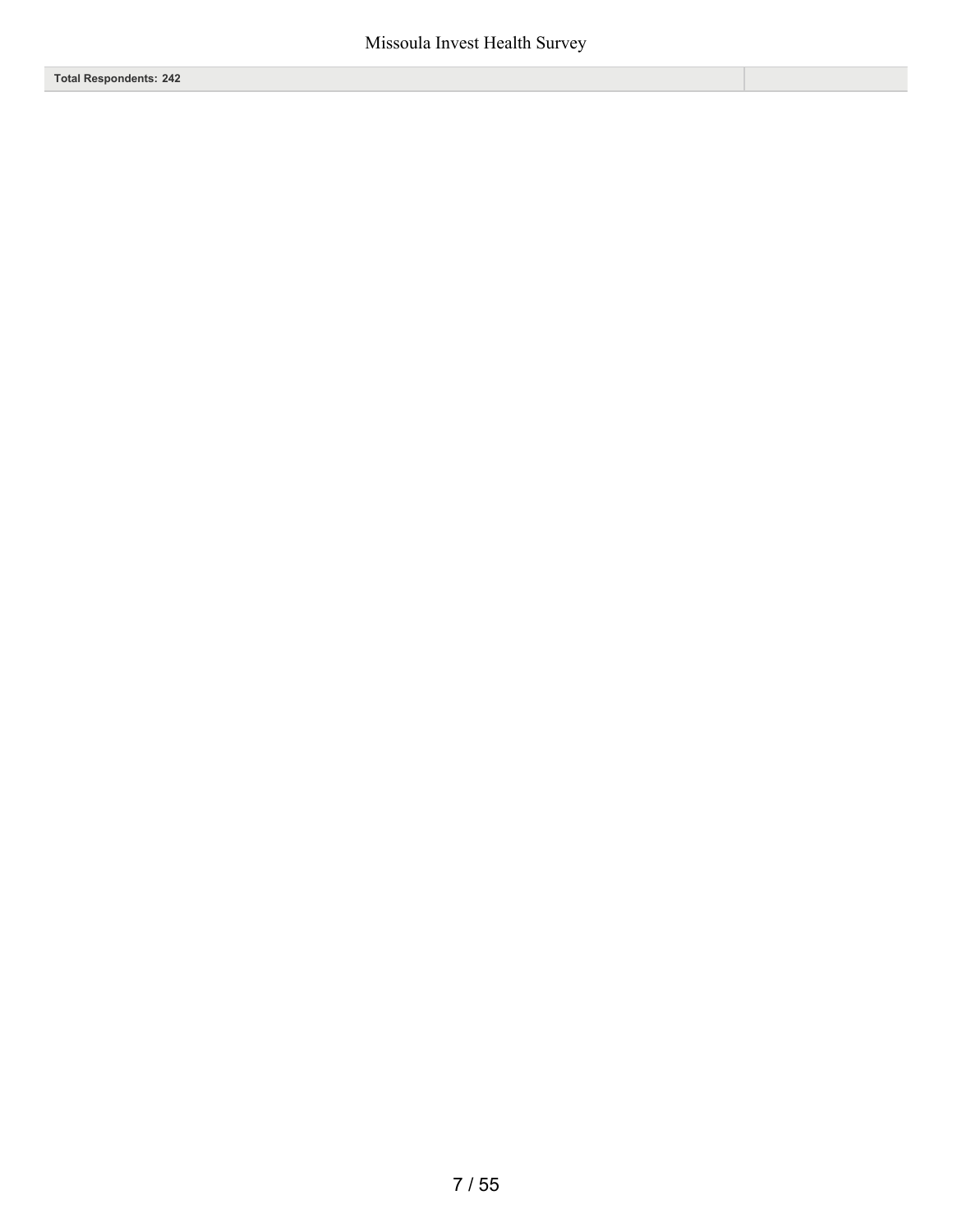| Total Respondents: 242 | |
| --- | --- |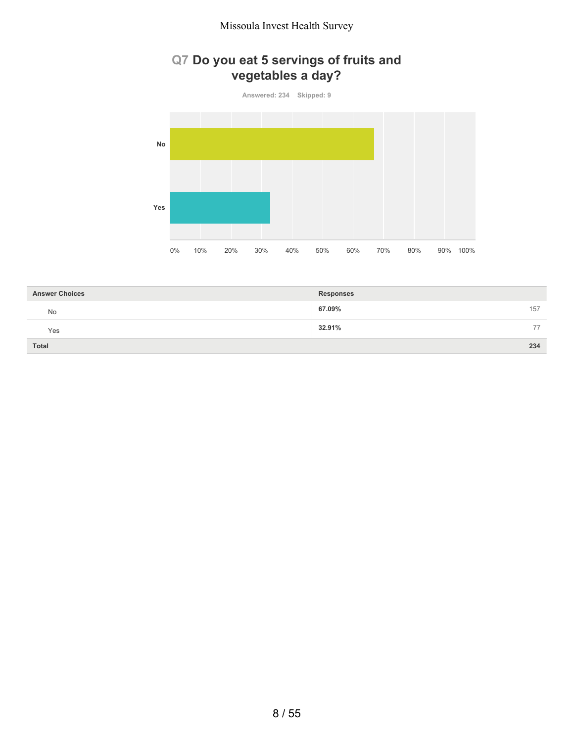## Q7 Do you eat 5 servings of fruits and vegetables a day?

Answered: 234 Skipped: 9

| Answer Choices | Responses | |
|---|---|---|
| No | **67.09%** | 157 |
| Yes | **32.91%** | 77 |
| **Total** | | **234** |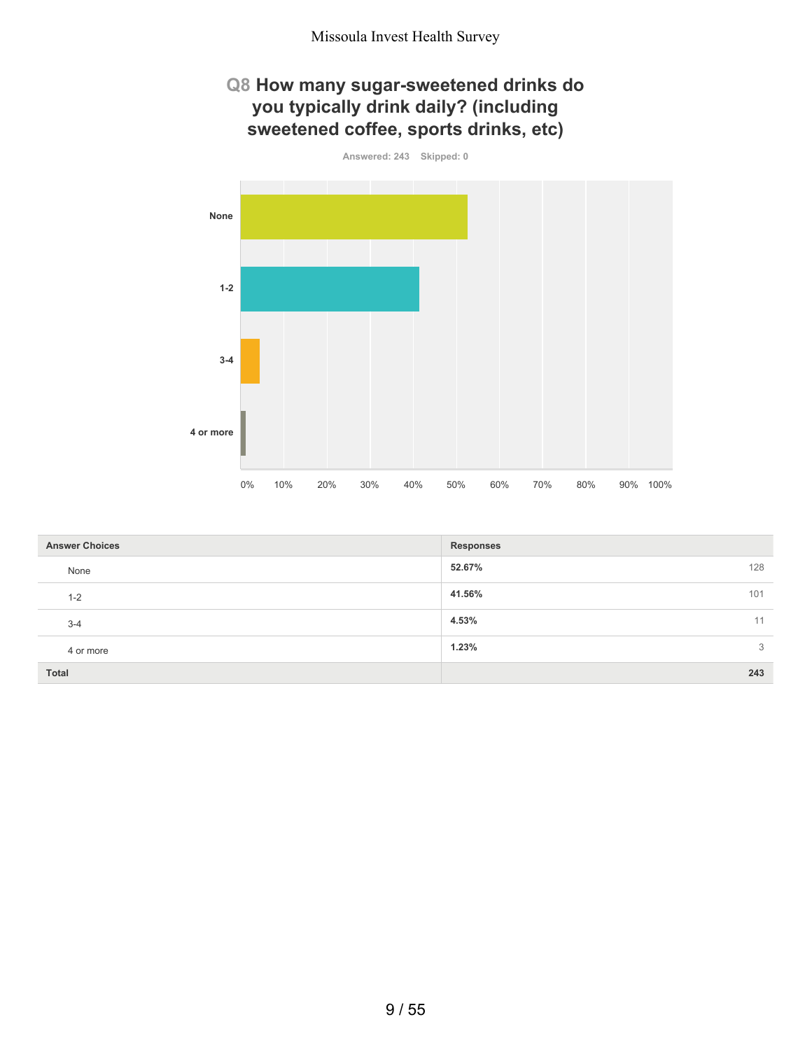## Q8 How many sugar-sweetened drinks do you typically drink daily? (including sweetened coffee, sports drinks, etc)

Answered: 243 Skipped: 0

| Answer Choices | Responses | |
|---|---|---|
| None | 52.67% | 128 |
| 1-2 | 41.56% | 101 |
| 3-4 | 4.53% | 11 |
| 4 or more | 1.23% | 3 |
| **Total** | | **243** |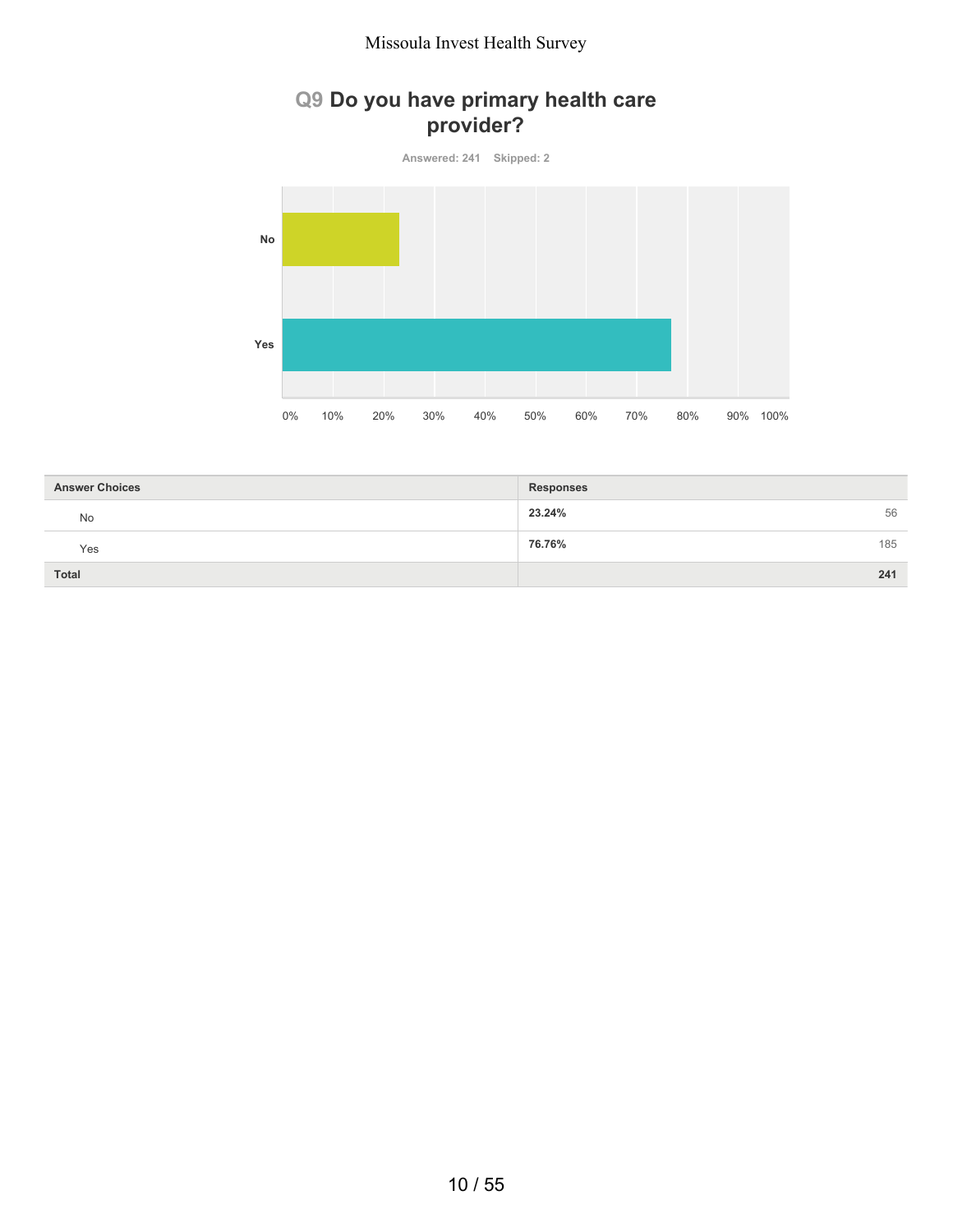## Q9 Do you have primary health care provider?

Answered: 241 Skipped: 2

| Answer Choices | Responses | |
|---|---|---|
| No | 23.24% | 56 |
| Yes | 76.76% | 185 |
| **Total** | | **241** |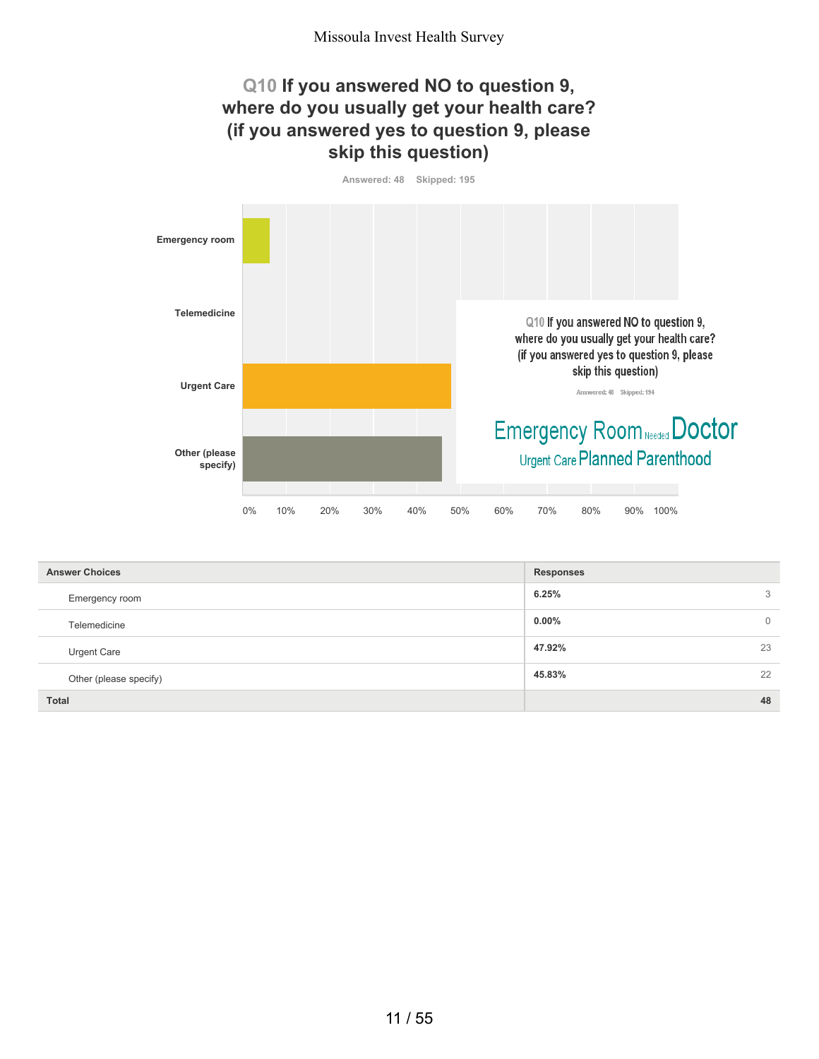## Q10 If you answered NO to question 9, where do you usually get your health care? (if you answered yes to question 9, please skip this question)

Answered: 48 Skipped: 195

| Answer Choices | Responses | |
|---|---|---|
| Emergency room | 6.25% | 3 |
| Telemedicine | 0.00% | 0 |
| Urgent Care | 47.92% | 23 |
| Other (please specify) | 45.83% | 22 |
| **Total** | | **48** |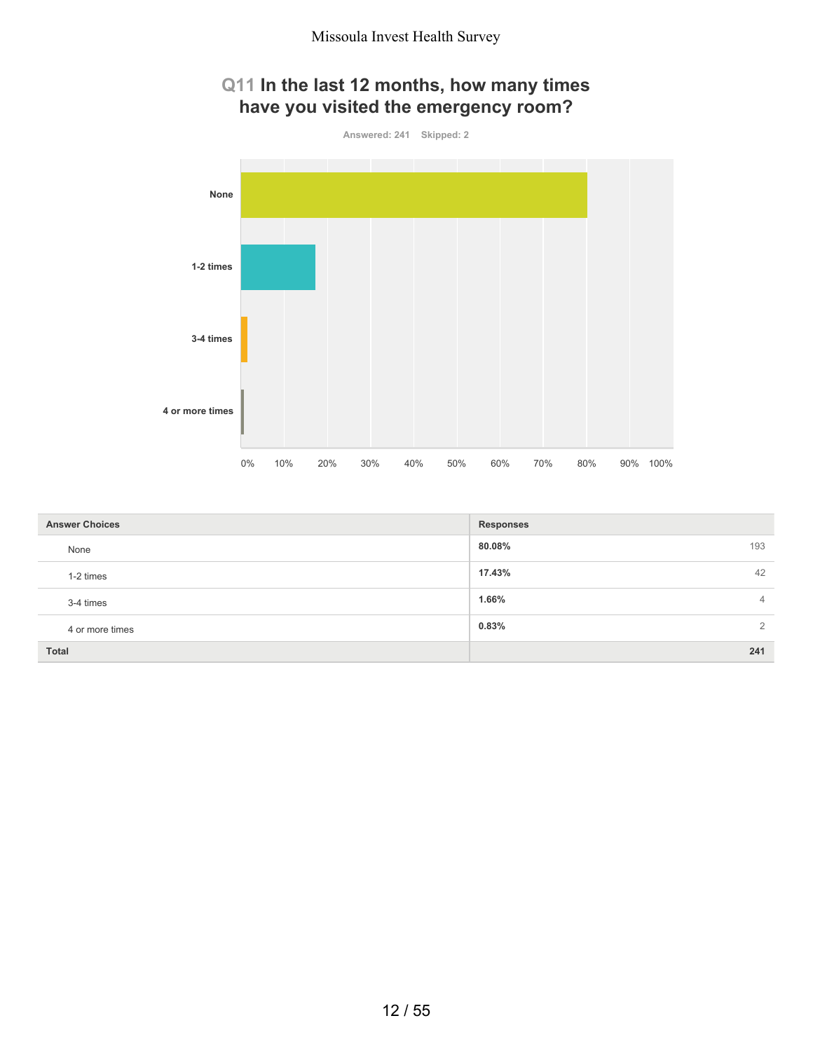## Q11 In the last 12 months, how many times have you visited the emergency room?

Answered: 241 Skipped: 2

| Answer Choices | Responses | |
|---|---|---|
| None | 80.08% | 193 |
| 1-2 times | 17.43% | 42 |
| 3-4 times | 1.66% | 4 |
| 4 or more times | 0.83% | 2 |
| **Total** | | **241** |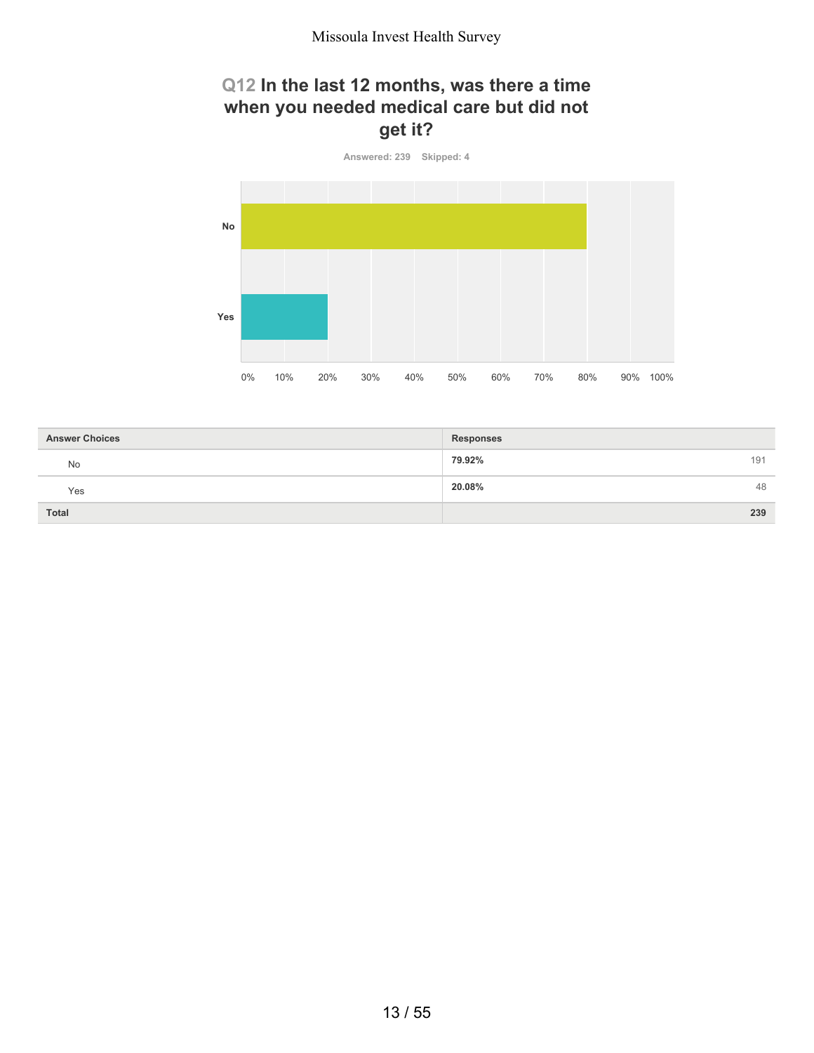## Q12 In the last 12 months, was there a time when you needed medical care but did not get it?

Answered: 239 Skipped: 4

| Answer Choices | Responses | |
|---|---|---|
| No | 79.92% | 191 |
| Yes | 20.08% | 48 |
| Total | | 239 |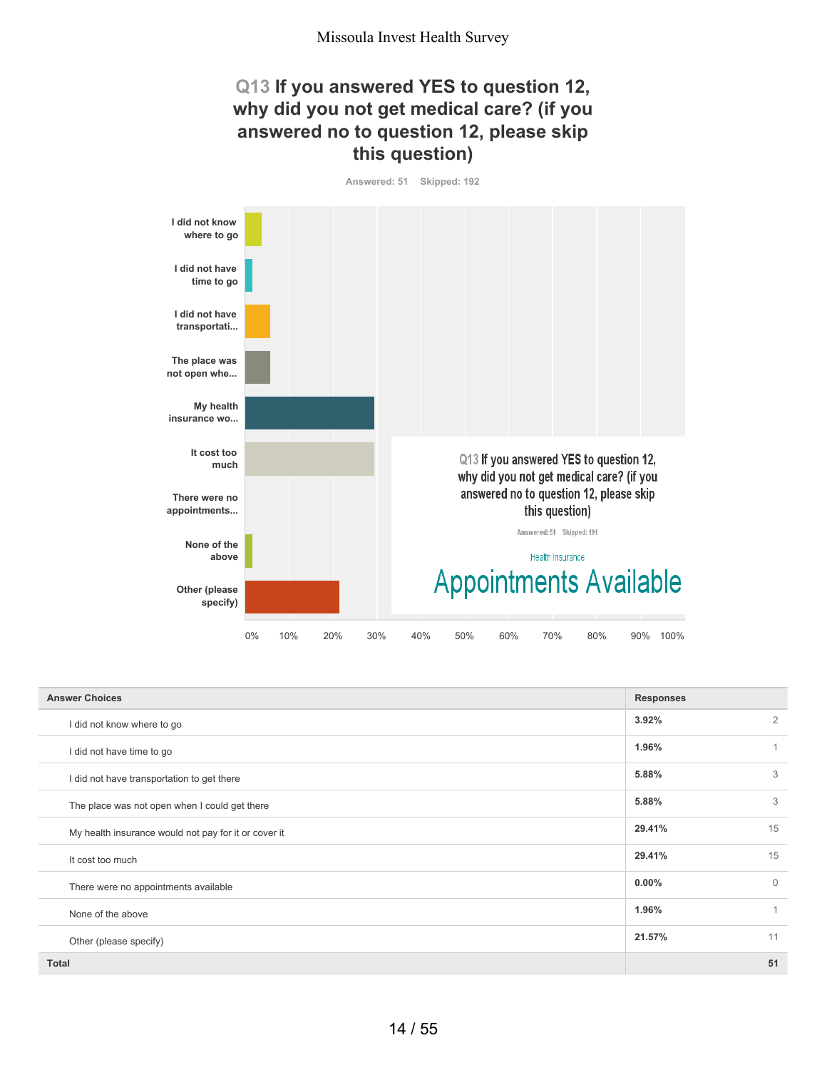Missoula Invest Health Survey

## Q13 If you answered YES to question 12, why did you not get medical care? (if you answered no to question 12, please skip this question)

Answered: 51 Skipped: 192

I did not know where to go

I did not have time to go

I did not have transportati...

The place was not open whe...

My health insurance wo...

It cost too much

There were no appointments...

None of the above

Other (please specify)

0% 10% 20% 30% 40% 50% 60% 70% 80% 90% 100%

Q13 If you answered YES to question 12, why did you not get medical care? (if you answered no to question 12, please skip this question)

Answered: 51 Skipped: 191

Health Insurance

Appointments Available

| Answer Choices | Responses | |
|---|---|---|
| I did not know where to go | 3.92% | 2 |
| I did not have time to go | 1.96% | 1 |
| I did not have transportation to get there | 5.88% | 3 |
| The place was not open when I could get there | 5.88% | 3 |
| My health insurance would not pay for it or cover it | 29.41% | 15 |
| It cost too much | 29.41% | 15 |
| There were no appointments available | 0.00% | 0 |
| None of the above | 1.96% | 1 |
| Other (please specify) | 21.57% | 11 |
| Total | | 51 |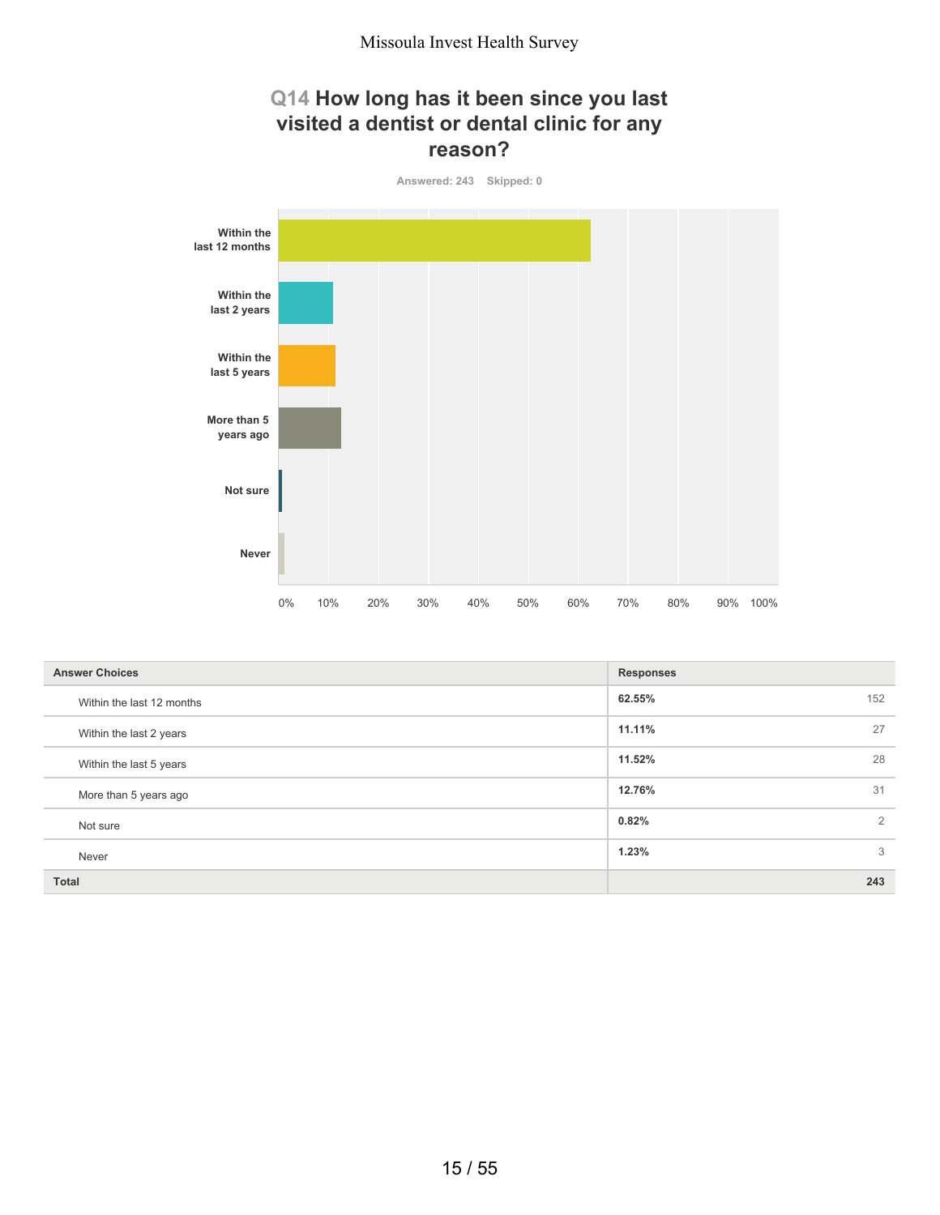## Q14 How long has it been since you last visited a dentist or dental clinic for any reason?

Answered: 243 Skipped: 0

| Answer Choices | Responses | |
|---|---|---|
| Within the last 12 months | 62.55% | 152 |
| Within the last 2 years | 11.11% | 27 |
| Within the last 5 years | 11.52% | 28 |
| More than 5 years ago | 12.76% | 31 |
| Not sure | 0.82% | 2 |
| Never | 1.23% | 3 |
| **Total** | | **243** |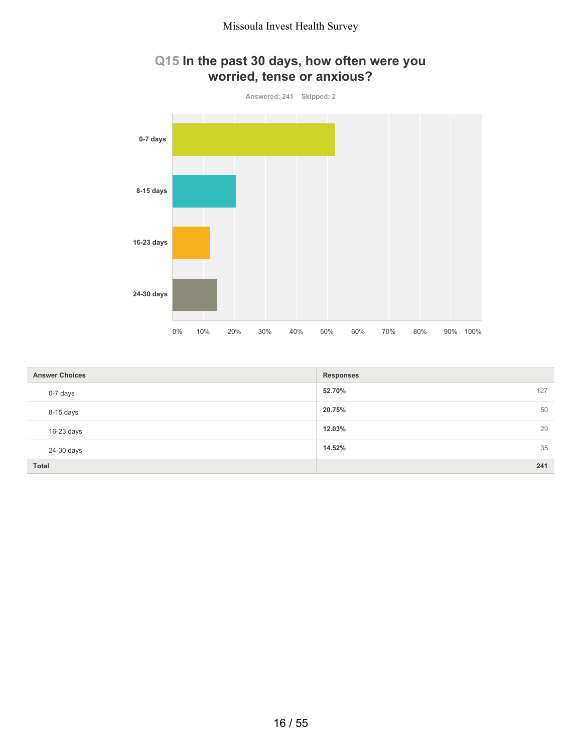## Q15 In the past 30 days, how often were you worried, tense or anxious?

Answered: 241 Skipped: 2

0-7 days

8-15 days

16-23 days

24-30 days

0% 10% 20% 30% 40% 50% 60% 70% 80% 90% 100%

| Answer Choices | Responses | |
|---|---|---|
| 0-7 days | **52.70%** | 127 |
| 8-15 days | **20.75%** | 50 |
| 16-23 days | **12.03%** | 29 |
| 24-30 days | **14.52%** | 35 |
| **Total** | | **241** |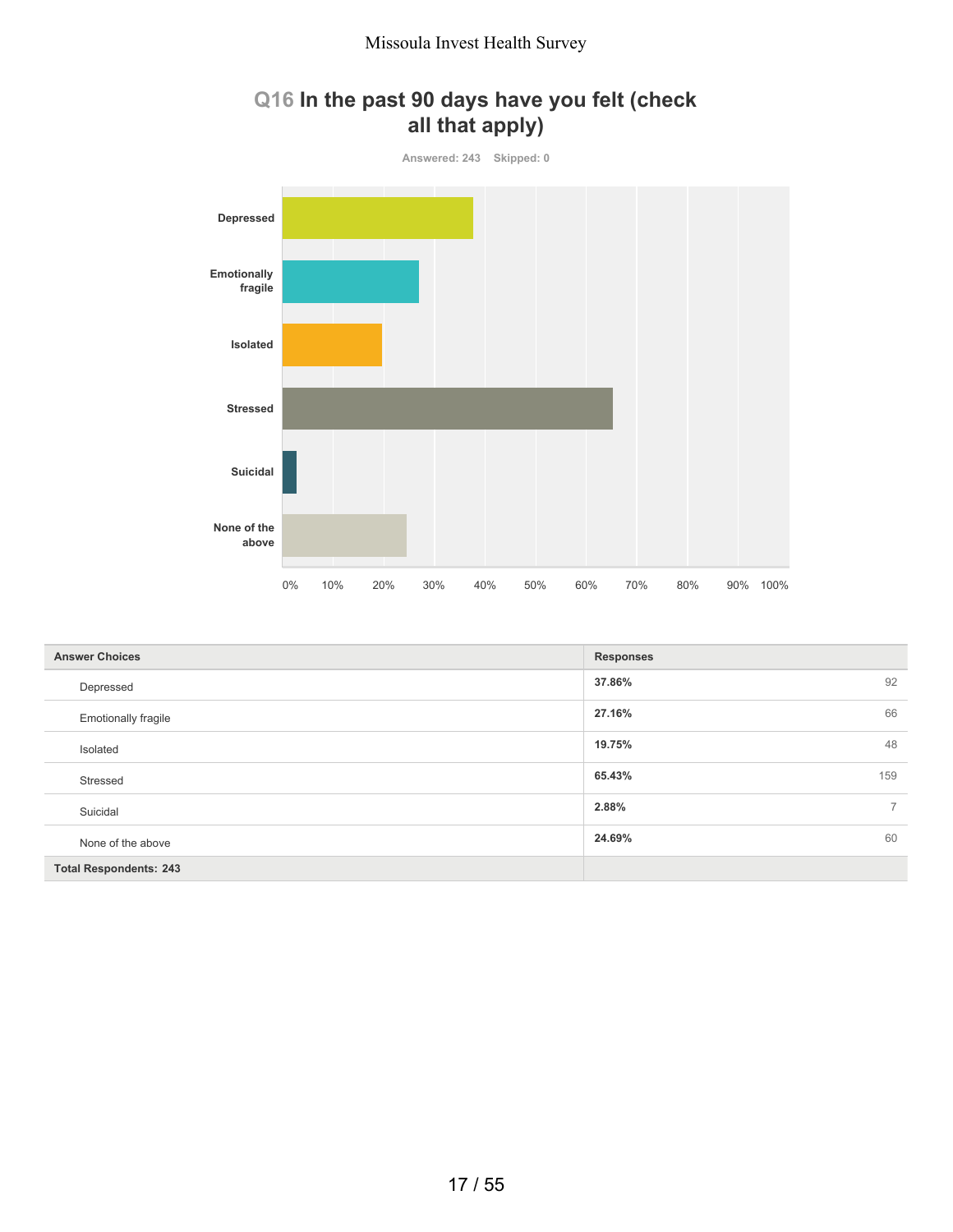## Q16 In the past 90 days have you felt (check all that apply)

Answered: 243 Skipped: 0

| Answer Choices | Responses | |
|---|---|---|
| Depressed | 37.86% | 92 |
| Emotionally fragile | 27.16% | 66 |
| Isolated | 19.75% | 48 |
| Stressed | 65.43% | 159 |
| Suicidal | 2.88% | 7 |
| None of the above | 24.69% | 60 |
| Total Respondents: 243 | | |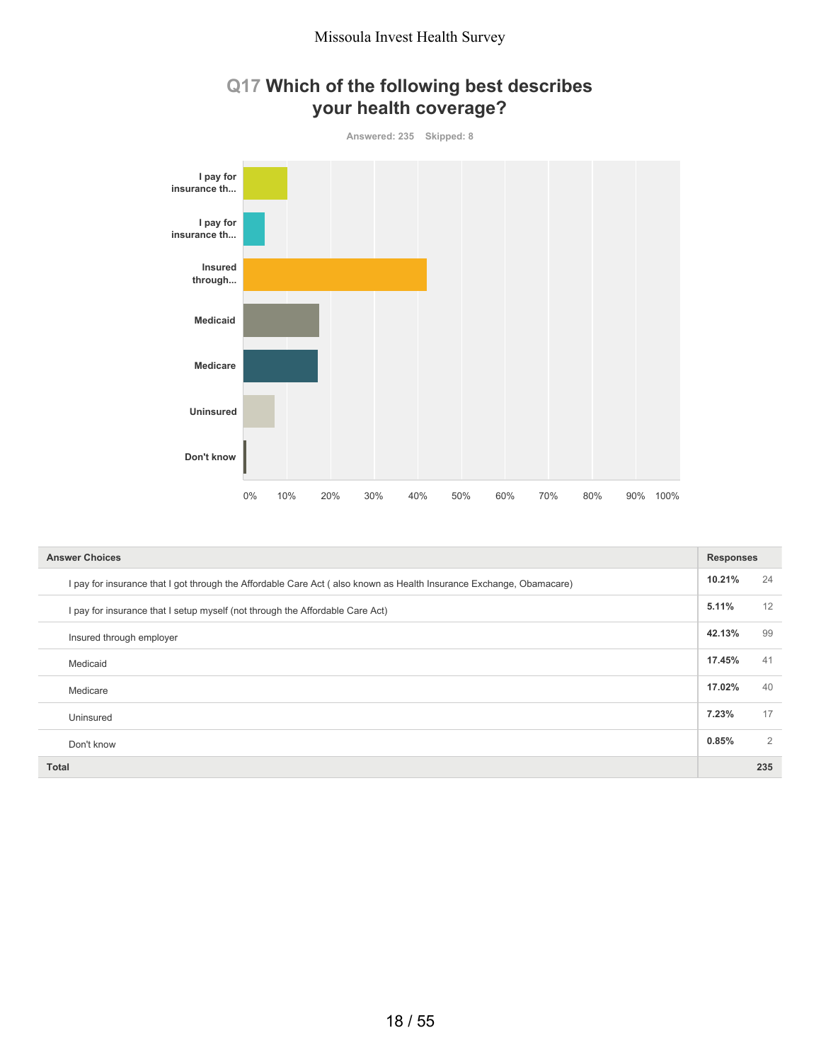## Q17 Which of the following best describes your health coverage?

Answered: 235 Skipped: 8

| Answer Choices | Responses | |
|---|---|---|
| I pay for insurance that I got through the Affordable Care Act ( also known as Health Insurance Exchange, Obamacare) | 10.21% | 24 |
| I pay for insurance that I setup myself (not through the Affordable Care Act) | 5.11% | 12 |
| Insured through employer | 42.13% | 99 |
| Medicaid | 17.45% | 41 |
| Medicare | 17.02% | 40 |
| Uninsured | 7.23% | 17 |
| Don't know | 0.85% | 2 |
| **Total** | | **235** |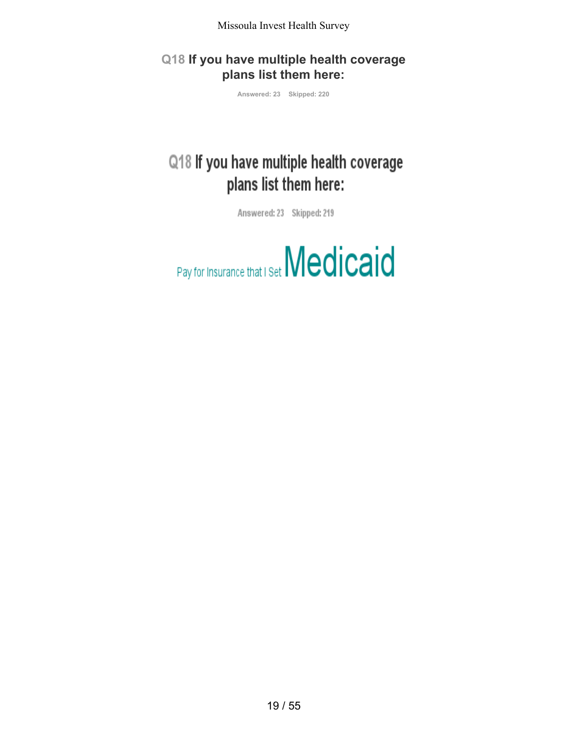## Q18 If you have multiple health coverage plans list them here:

Answered: 23 Skipped: 220

## Q18 If you have multiple health coverage plans list them here:

Answered: 23 Skipped: 219

Pay for Insurance that I Set **Medicaid**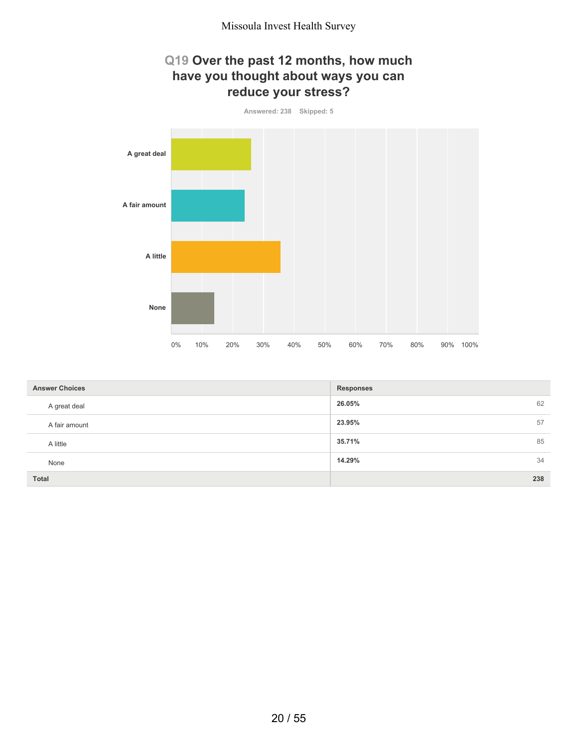## Q19 Over the past 12 months, how much have you thought about ways you can reduce your stress?

Answered: 238 Skipped: 5

| Answer Choices | Responses | |
|---|---|---|
| A great deal | 26.05% | 62 |
| A fair amount | 23.95% | 57 |
| A little | 35.71% | 85 |
| None | 14.29% | 34 |
| **Total** | | **238** |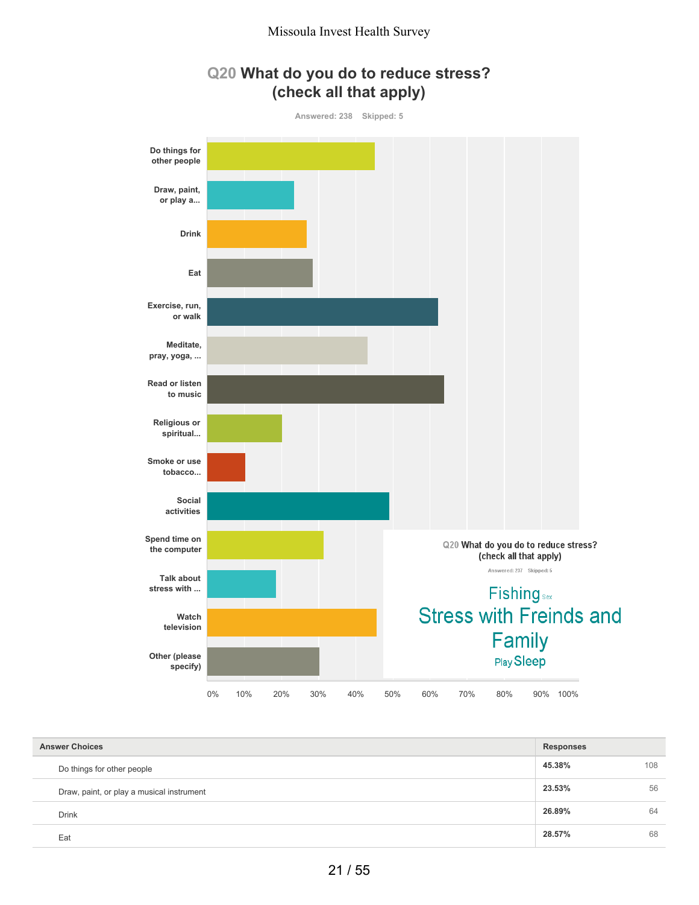## Q20 What do you do to reduce stress? (check all that apply)

Answered: 238 Skipped: 5

Do things for other people

Draw, paint, or play a...

Drink

Eat

Exercise, run, or walk

Meditate, pray, yoga, ...

Read or listen to music

Religious or spiritual...

Smoke or use tobacco...

Social activities

Spend time on the computer

Talk about stress with ...

Watch television

Other (please specify)

0% 10% 20% 30% 40% 50% 60% 70% 80% 90% 100%

Q20 What do you do to reduce stress? (check all that apply)

Answered: 237 Skipped: 5

Fishing Sex

Stress with Freinds and Family

Play Sleep

| Answer Choices | Responses | |
|---|---|---|
| Do things for other people | 45.38% | 108 |
| Draw, paint, or play a musical instrument | 23.53% | 56 |
| Drink | 26.89% | 64 |
| Eat | 28.57% | 68 |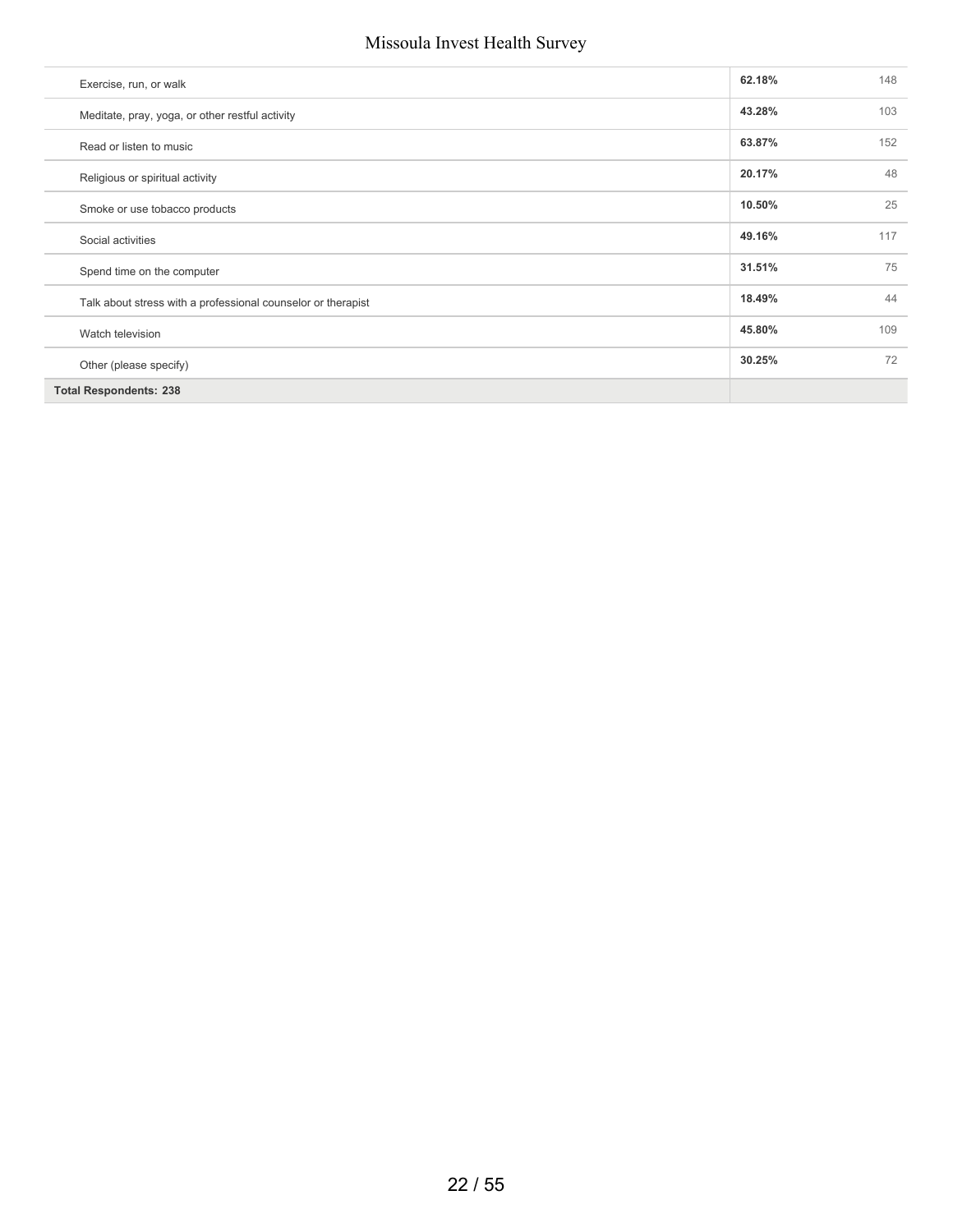| Answer Choices | Responses | |
| --- | --- | --- |
| Exercise, run, or walk | **62.18%** | 148 |
| Meditate, pray, yoga, or other restful activity | **43.28%** | 103 |
| Read or listen to music | **63.87%** | 152 |
| Religious or spiritual activity | **20.17%** | 48 |
| Smoke or use tobacco products | **10.50%** | 25 |
| Social activities | **49.16%** | 117 |
| Spend time on the computer | **31.51%** | 75 |
| Talk about stress with a professional counselor or therapist | **18.49%** | 44 |
| Watch television | **45.80%** | 109 |
| Other (please specify) | **30.25%** | 72 |
| **Total Respondents: 238** | | |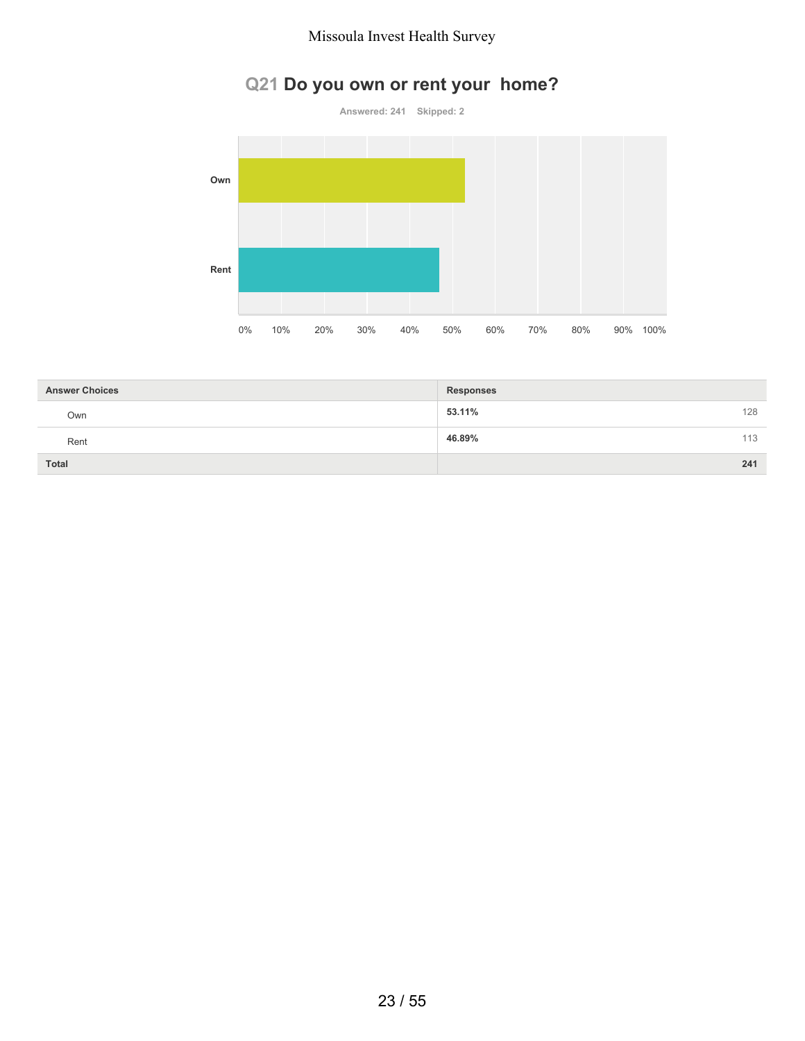## Q21 Do you own or rent your home?

Answered: 241 Skipped: 2

| Answer Choices | Responses | |
|---|---|---|
| Own | 53.11% | 128 |
| Rent | 46.89% | 113 |
| **Total** | | **241** |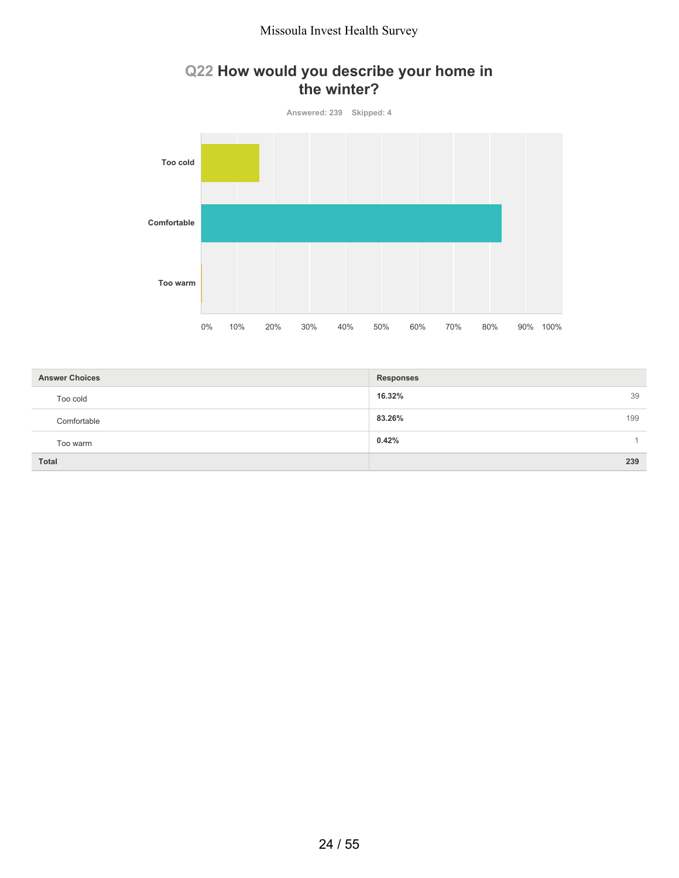## Q22 How would you describe your home in the winter?

Answered: 239 Skipped: 4

| Answer Choices | Responses | |
|---|---|---|
| Too cold | 16.32% | 39 |
| Comfortable | 83.26% | 199 |
| Too warm | 0.42% | 1 |
| Total | | 239 |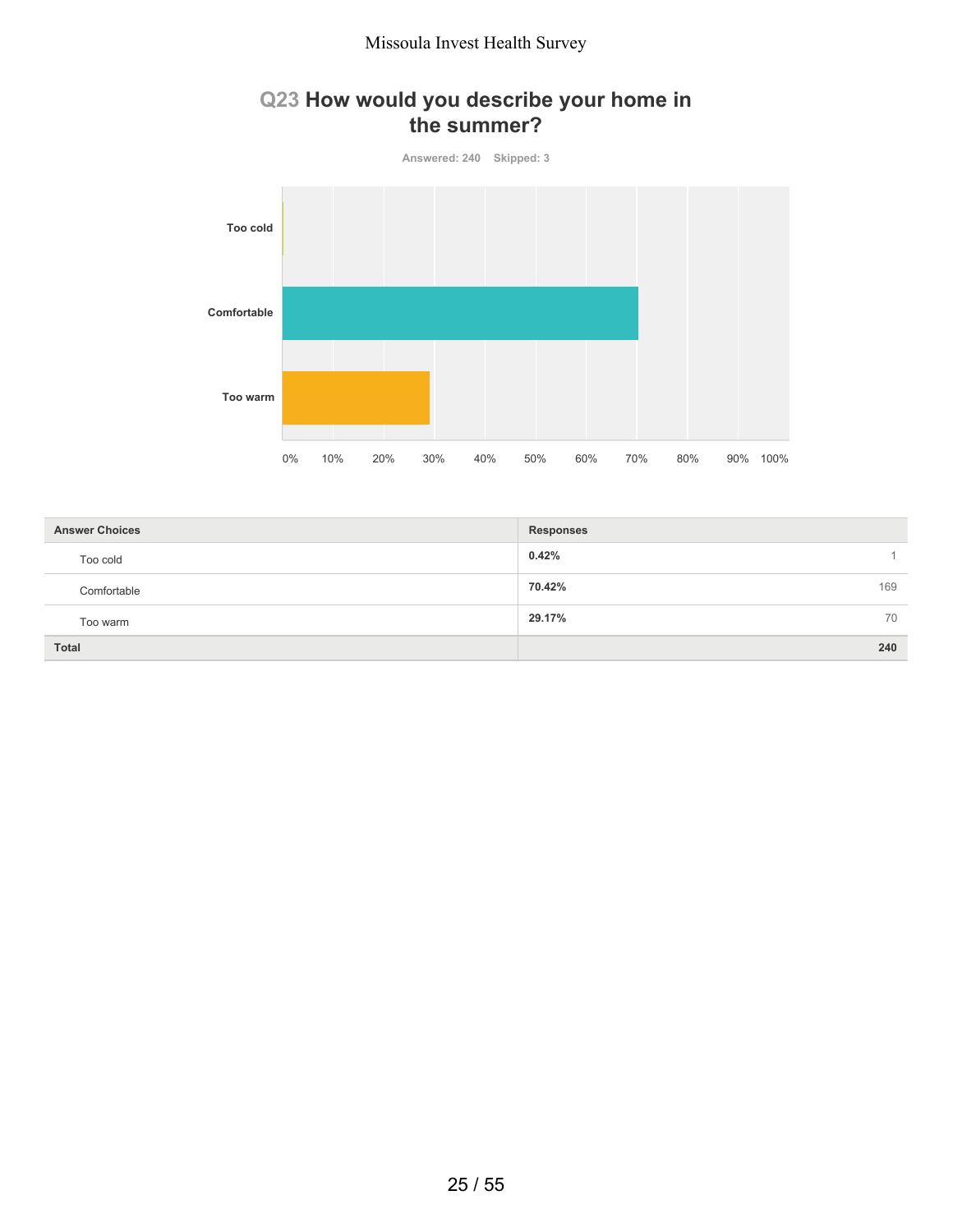## Q23 How would you describe your home in the summer?

Answered: 240 Skipped: 3

| Answer Choices | Responses | |
|---|---|---|
| Too cold | 0.42% | 1 |
| Comfortable | 70.42% | 169 |
| Too warm | 29.17% | 70 |
| **Total** | | **240** |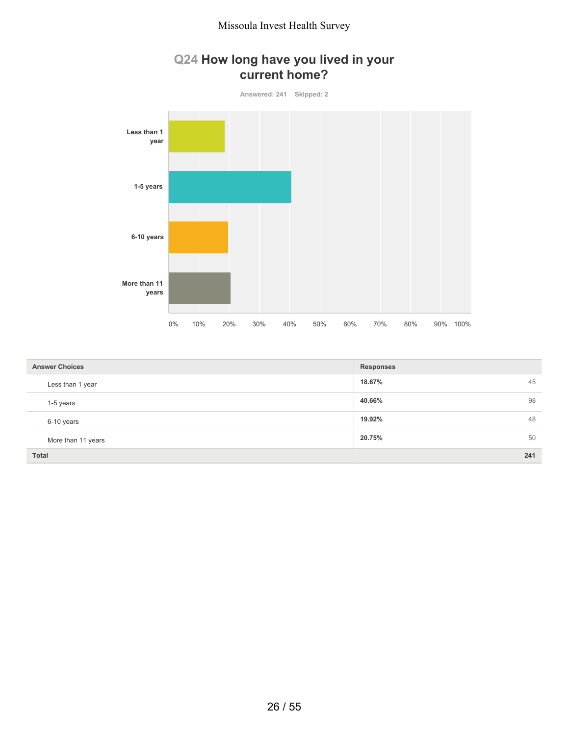## Q24 How long have you lived in your current home?

Answered: 241 Skipped: 2

| Answer Choices | Responses | |
|---|---|---|
| Less than 1 year | 18.67% | 45 |
| 1-5 years | 40.66% | 98 |
| 6-10 years | 19.92% | 48 |
| More than 11 years | 20.75% | 50 |
| Total | | 241 |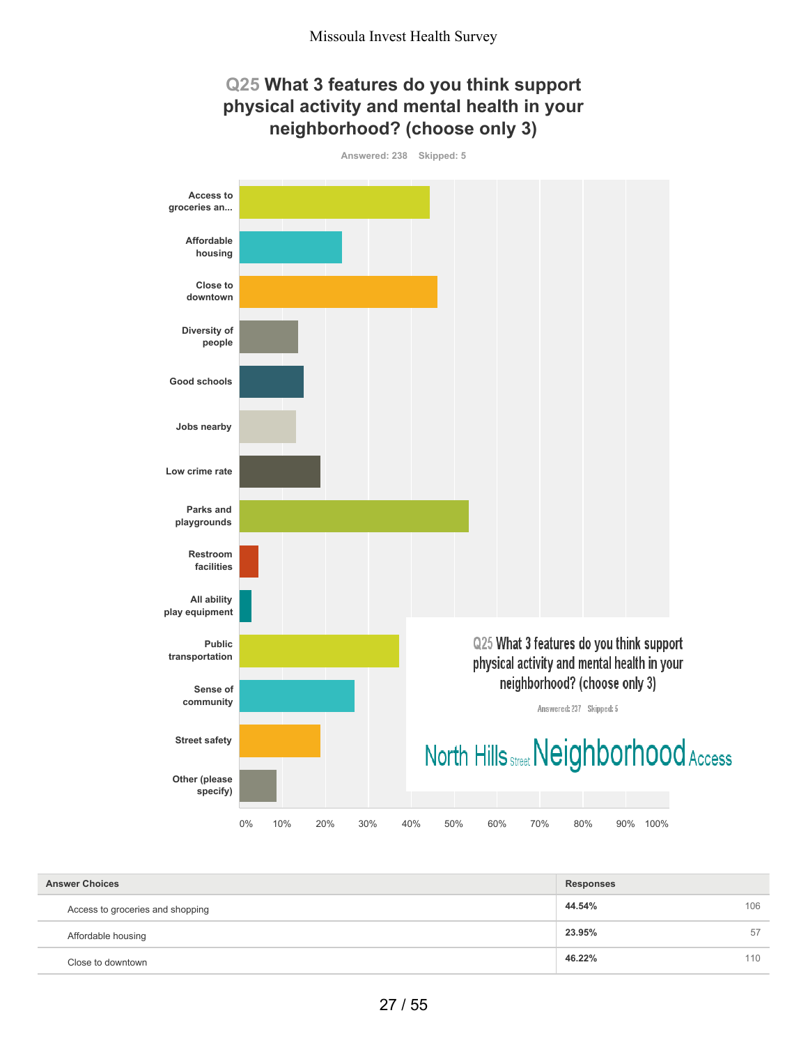Missoula Invest Health Survey

## Q25 What 3 features do you think support physical activity and mental health in your neighborhood? (choose only 3)

Answered: 238 Skipped: 5

Access to groceries an...

Affordable housing

Close to downtown

Diversity of people

Good schools

Jobs nearby

Low crime rate

Parks and playgrounds

Restroom facilities

All ability play equipment

Public transportation

Sense of community

Street safety

Other (please specify)

0% 10% 20% 30% 40% 50% 60% 70% 80% 90% 100%

Q25 What 3 features do you think support physical activity and mental health in your neighborhood? (choose only 3)

Answered: 237 Skipped: 5

North Hills Street Neighborhood Access

| Answer Choices | Responses | |
|---|---|---|
| Access to groceries and shopping | 44.54% | 106 |
| Affordable housing | 23.95% | 57 |
| Close to downtown | 46.22% | 110 |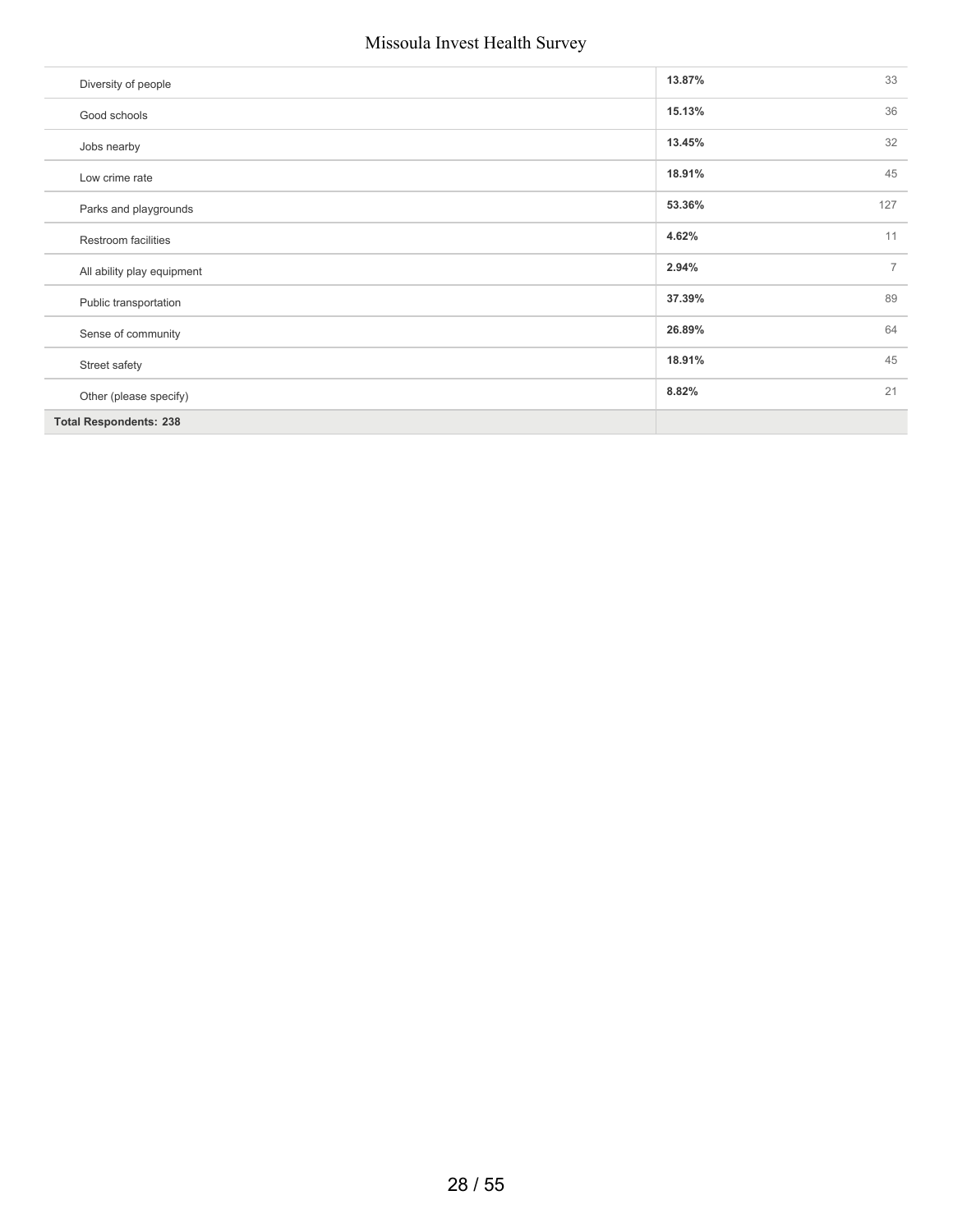| | | |
|---|---|---|
| Diversity of people | 13.87% | 33 |
| Good schools | 15.13% | 36 |
| Jobs nearby | 13.45% | 32 |
| Low crime rate | 18.91% | 45 |
| Parks and playgrounds | 53.36% | 127 |
| Restroom facilities | 4.62% | 11 |
| All ability play equipment | 2.94% | 7 |
| Public transportation | 37.39% | 89 |
| Sense of community | 26.89% | 64 |
| Street safety | 18.91% | 45 |
| Other (please specify) | 8.82% | 21 |
| **Total Respondents: 238** | | |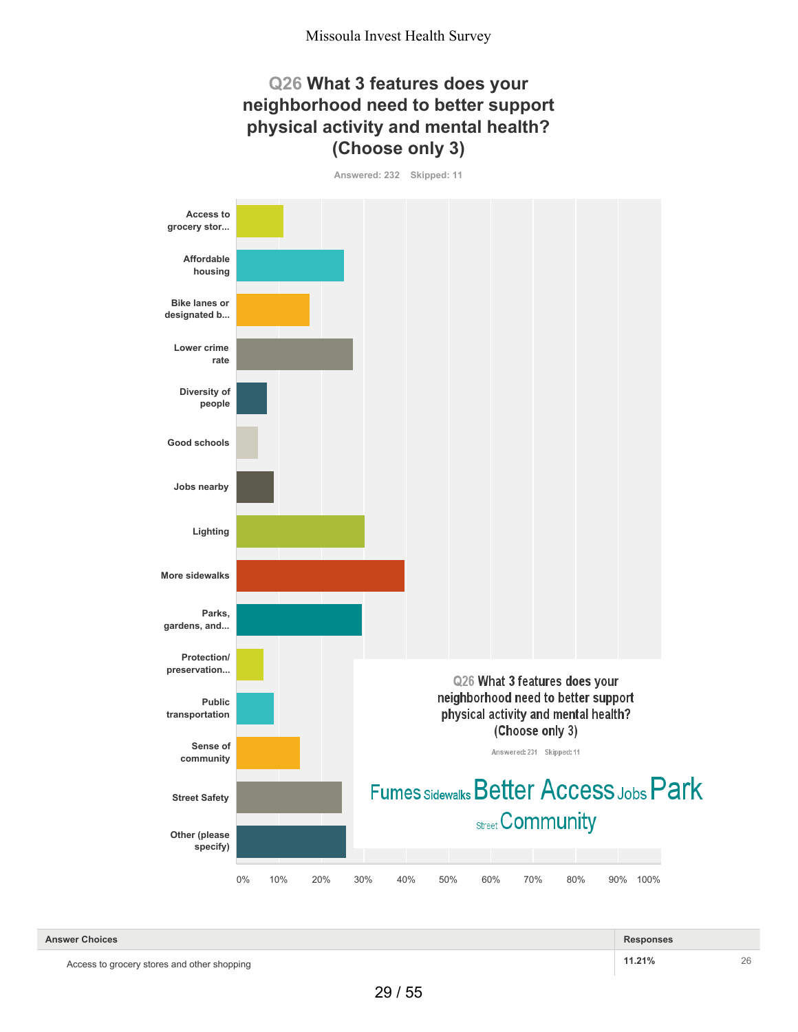Missoula Invest Health Survey

## Q26 What 3 features does your neighborhood need to better support physical activity and mental health? (Choose only 3)

Answered: 232 Skipped: 11

Access to grocery stor...

Affordable housing

Bike lanes or designated b...

Lower crime rate

Diversity of people

Good schools

Jobs nearby

Lighting

More sidewalks

Parks, gardens, and...

Protection/ preservation...

Public transportation

Sense of community

Street Safety

Other (please specify)

0% 10% 20% 30% 40% 50% 60% 70% 80% 90% 100%

Q26 What 3 features does your neighborhood need to better support physical activity and mental health? (Choose only 3)

Answered: 231 Skipped: 11

Fumes Sidewalks Better Access Jobs Park Street Community

| Answer Choices | Responses | |
| --- | --- | --- |
| Access to grocery stores and other shopping | 11.21% | 26 |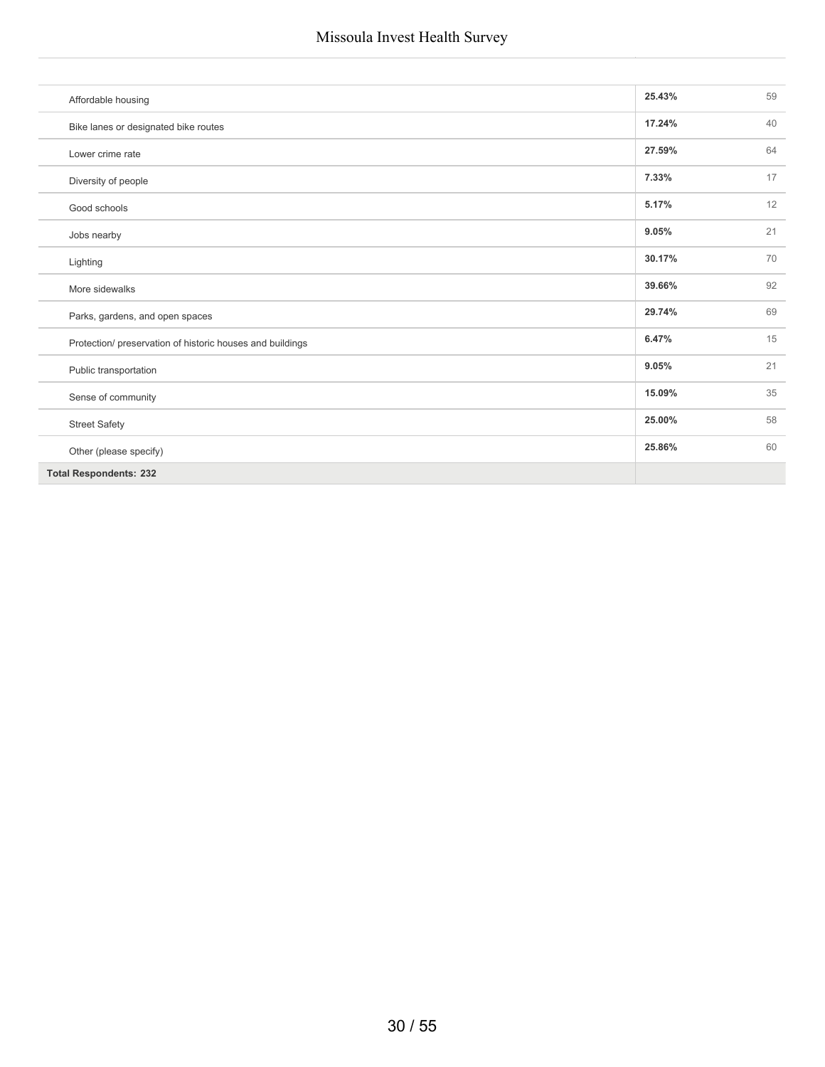| | | |
|---|---|---|
| Affordable housing | **25.43%** | 59 |
| Bike lanes or designated bike routes | **17.24%** | 40 |
| Lower crime rate | **27.59%** | 64 |
| Diversity of people | **7.33%** | 17 |
| Good schools | **5.17%** | 12 |
| Jobs nearby | **9.05%** | 21 |
| Lighting | **30.17%** | 70 |
| More sidewalks | **39.66%** | 92 |
| Parks, gardens, and open spaces | **29.74%** | 69 |
| Protection/ preservation of historic houses and buildings | **6.47%** | 15 |
| Public transportation | **9.05%** | 21 |
| Sense of community | **15.09%** | 35 |
| Street Safety | **25.00%** | 58 |
| Other (please specify) | **25.86%** | 60 |
| **Total Respondents: 232** | | |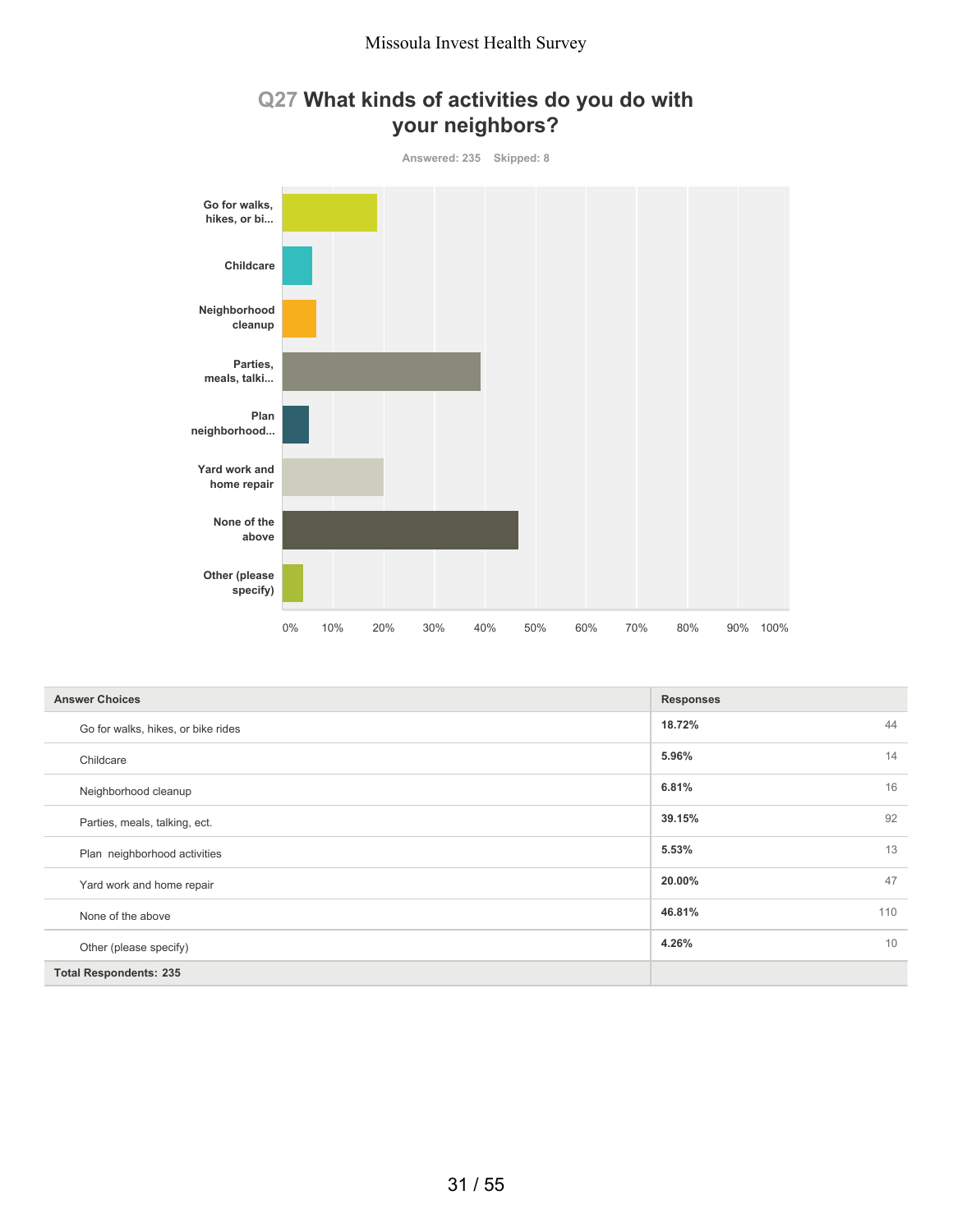# Q27 What kinds of activities do you do with your neighbors?

Answered: 235 Skipped: 8

| Answer Choices | Responses | |
|---|---|---|
| Go for walks, hikes, or bike rides | 18.72% | 44 |
| Childcare | 5.96% | 14 |
| Neighborhood cleanup | 6.81% | 16 |
| Parties, meals, talking, ect. | 39.15% | 92 |
| Plan neighborhood activities | 5.53% | 13 |
| Yard work and home repair | 20.00% | 47 |
| None of the above | 46.81% | 110 |
| Other (please specify) | 4.26% | 10 |
| **Total Respondents: 235** | | |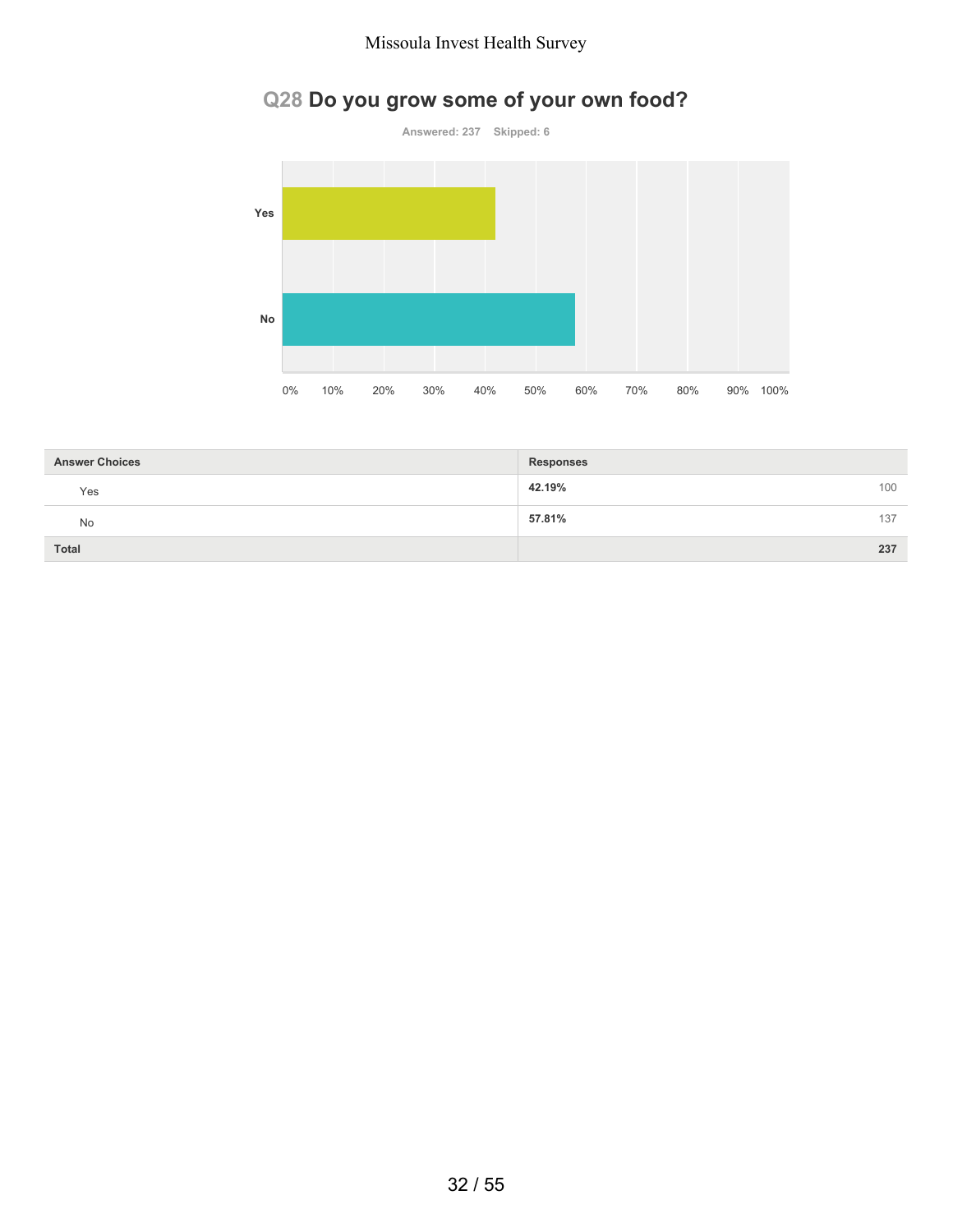## Q28 Do you grow some of your own food?

Answered: 237 Skipped: 6

| Answer Choices | Responses | |
|---|---|---|
| Yes | 42.19% | 100 |
| No | 57.81% | 137 |
| Total | | 237 |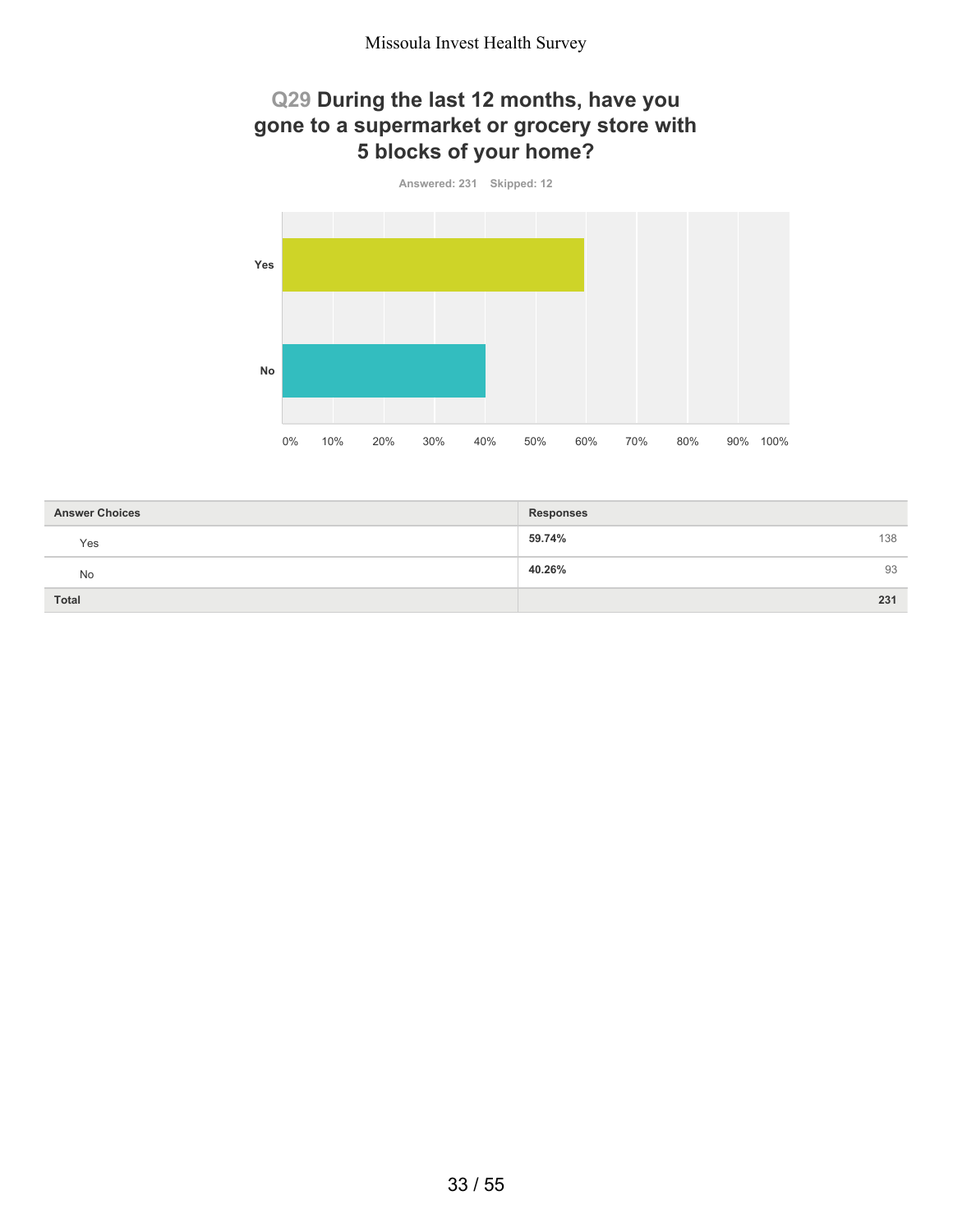## Q29 During the last 12 months, have you gone to a supermarket or grocery store with 5 blocks of your home?

Answered: 231 Skipped: 12

| Answer Choices | Responses | |
|---|---|---|
| Yes | 59.74% | 138 |
| No | 40.26% | 93 |
| Total | | 231 |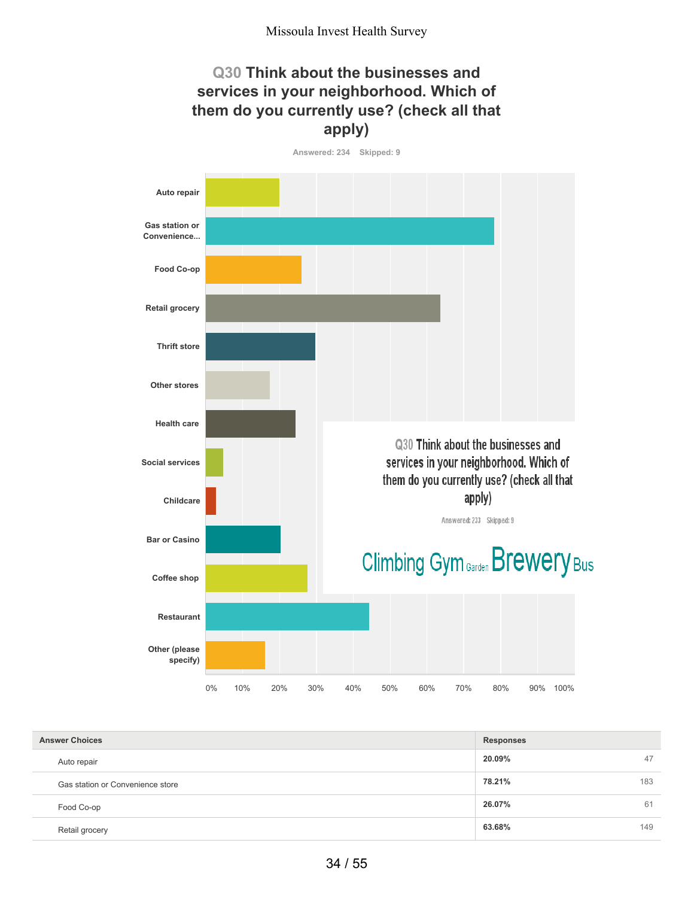# Q30 Think about the businesses and services in your neighborhood. Which of them do you currently use? (check all that apply)

Answered: 234 Skipped: 9

Auto repair

Gas station or Convenience...

Food Co-op

Retail grocery

Thrift store

Other stores

Health care

Social services

Childcare

Bar or Casino

Coffee shop

Restaurant

Other (please specify)

0% 10% 20% 30% 40% 50% 60% 70% 80% 90% 100%

Q30 Think about the businesses and services in your neighborhood. Which of them do you currently use? (check all that apply)

Answered: 233 Skipped: 9

Climbing Gym Garden Brewery Bus

| Answer Choices | Responses | |
|---|---|---|
| Auto repair | **20.09%** | 47 |
| Gas station or Convenience store | **78.21%** | 183 |
| Food Co-op | **26.07%** | 61 |
| Retail grocery | **63.68%** | 149 |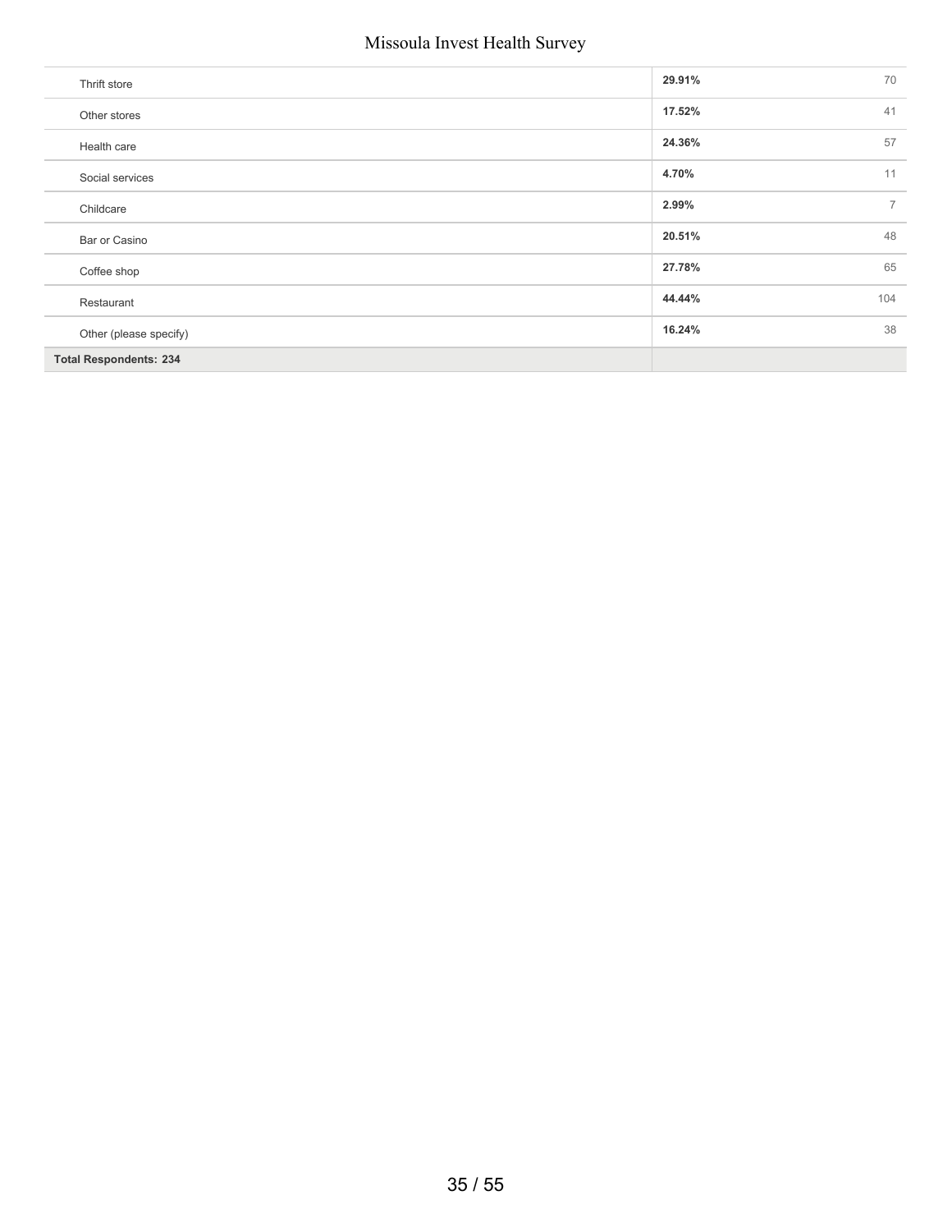| | | |
|---|---|---|
| Thrift store | **29.91%** | 70 |
| Other stores | **17.52%** | 41 |
| Health care | **24.36%** | 57 |
| Social services | **4.70%** | 11 |
| Childcare | **2.99%** | 7 |
| Bar or Casino | **20.51%** | 48 |
| Coffee shop | **27.78%** | 65 |
| Restaurant | **44.44%** | 104 |
| Other (please specify) | **16.24%** | 38 |
| **Total Respondents: 234** | | |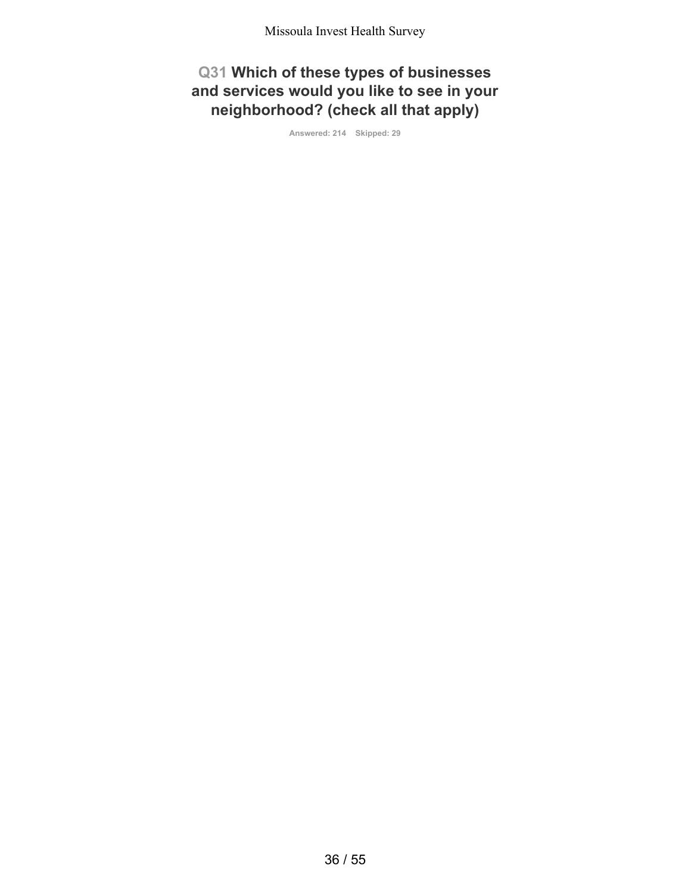## Q31 Which of these types of businesses and services would you like to see in your neighborhood? (check all that apply)

Answered: 214 Skipped: 29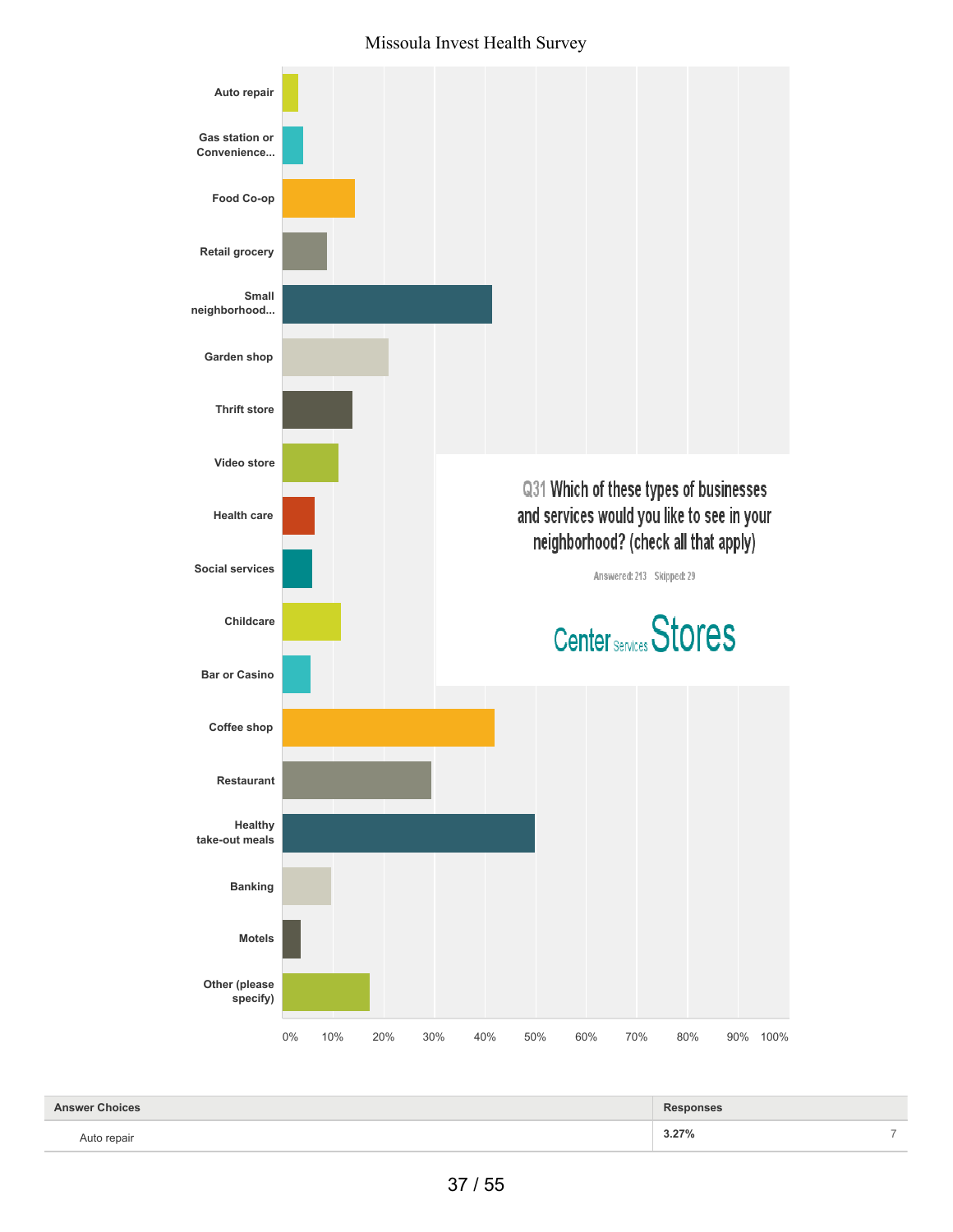Missoula Invest Health Survey

## Q31 Which of these types of businesses and services would you like to see in your neighborhood? (check all that apply)

Answered: 213 Skipped: 29

Center Services Stores

| Answer Choices | Responses | |
|---|---|---|
| Auto repair | 3.27% | 7 |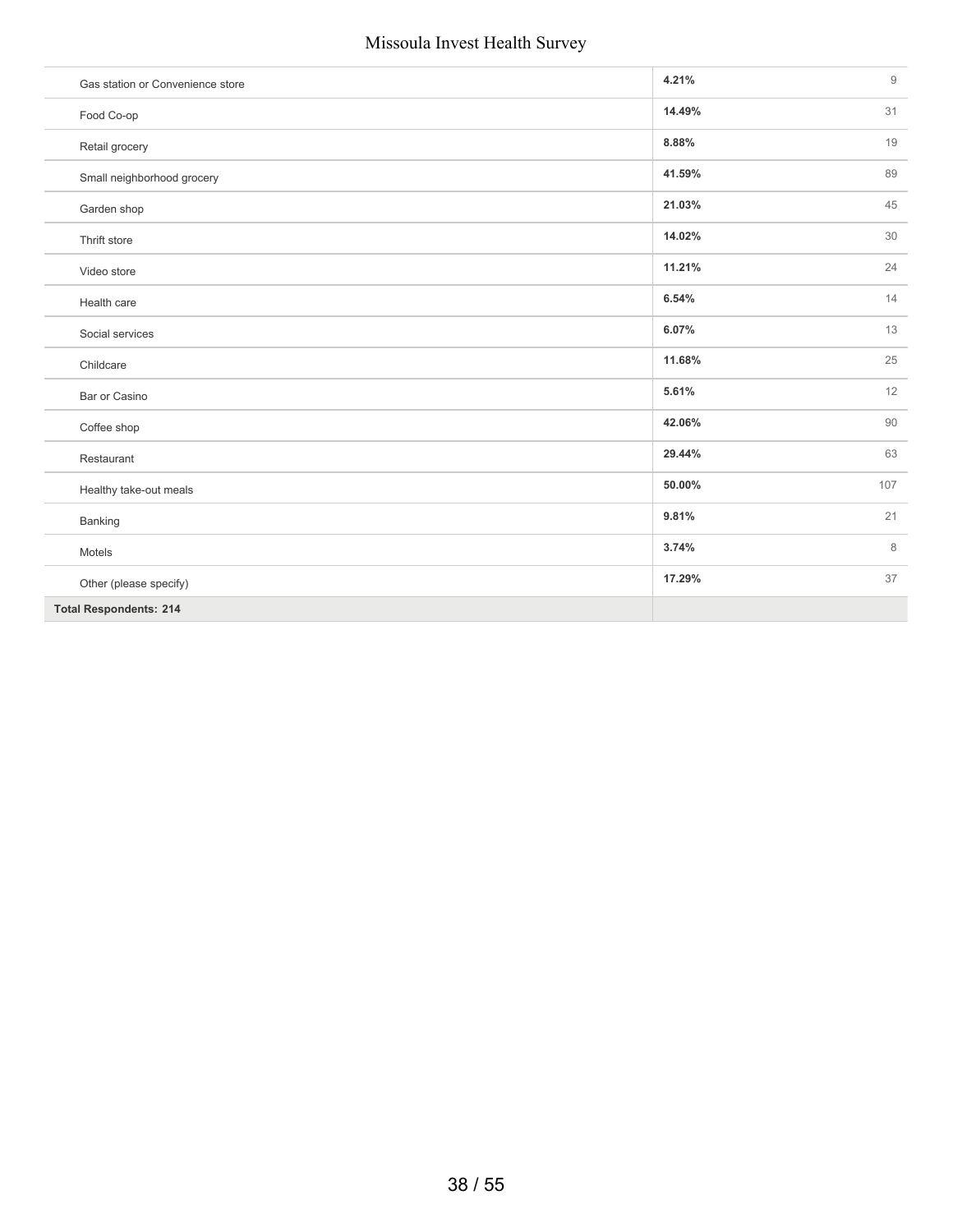| | | |
|---|---|---|
| Gas station or Convenience store | **4.21%** | 9 |
| Food Co-op | **14.49%** | 31 |
| Retail grocery | **8.88%** | 19 |
| Small neighborhood grocery | **41.59%** | 89 |
| Garden shop | **21.03%** | 45 |
| Thrift store | **14.02%** | 30 |
| Video store | **11.21%** | 24 |
| Health care | **6.54%** | 14 |
| Social services | **6.07%** | 13 |
| Childcare | **11.68%** | 25 |
| Bar or Casino | **5.61%** | 12 |
| Coffee shop | **42.06%** | 90 |
| Restaurant | **29.44%** | 63 |
| Healthy take-out meals | **50.00%** | 107 |
| Banking | **9.81%** | 21 |
| Motels | **3.74%** | 8 |
| Other (please specify) | **17.29%** | 37 |
| **Total Respondents: 214** | | |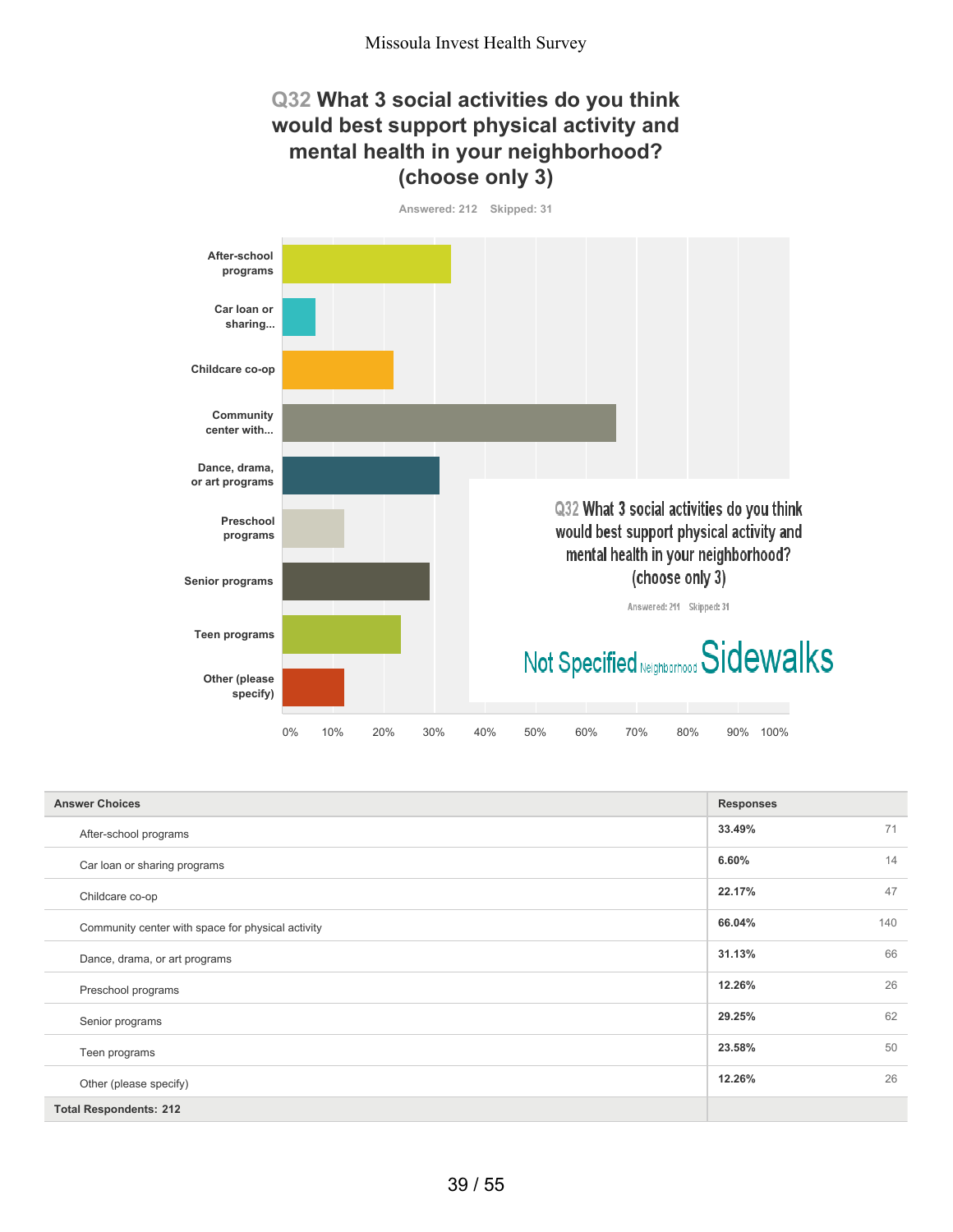## Q32 What 3 social activities do you think would best support physical activity and mental health in your neighborhood? (choose only 3)

Answered: 212 Skipped: 31

| Answer Choices | Responses | |
|---|---|---|
| After-school programs | 33.49% | 71 |
| Car loan or sharing programs | 6.60% | 14 |
| Childcare co-op | 22.17% | 47 |
| Community center with space for physical activity | 66.04% | 140 |
| Dance, drama, or art programs | 31.13% | 66 |
| Preschool programs | 12.26% | 26 |
| Senior programs | 29.25% | 62 |
| Teen programs | 23.58% | 50 |
| Other (please specify) | 12.26% | 26 |
| **Total Respondents: 212** | | |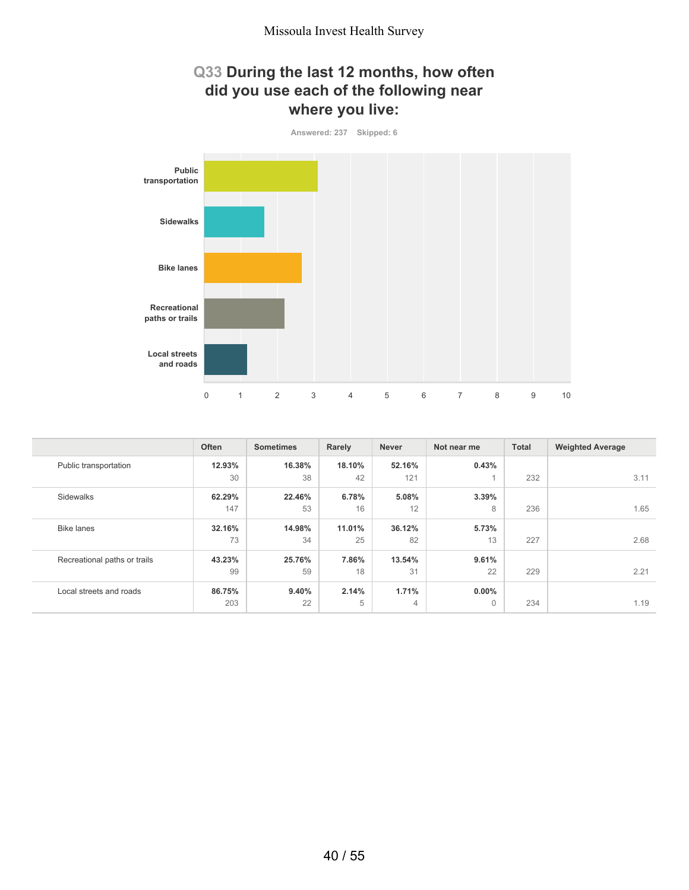## Q33 During the last 12 months, how often did you use each of the following near where you live:

Answered: 237 Skipped: 6

| Category | Value |
|---|---|
| Public transportation | 3.11 |
| Sidewalks | 1.65 |
| Bike lanes | 2.68 |
| Recreational paths or trails | 2.21 |
| Local streets and roads | 1.19 |

| | Often | Sometimes | Rarely | Never | Not near me | Total | Weighted Average |
|---|---|---|---|---|---|---|---|
| Public transportation | **12.93%** 30 | **16.38%** 38 | **18.10%** 42 | **52.16%** 121 | **0.43%** 1 | 232 | 3.11 |
| Sidewalks | **62.29%** 147 | **22.46%** 53 | **6.78%** 16 | **5.08%** 12 | **3.39%** 8 | 236 | 1.65 |
| Bike lanes | **32.16%** 73 | **14.98%** 34 | **11.01%** 25 | **36.12%** 82 | **5.73%** 13 | 227 | 2.68 |
| Recreational paths or trails | **43.23%** 99 | **25.76%** 59 | **7.86%** 18 | **13.54%** 31 | **9.61%** 22 | 229 | 2.21 |
| Local streets and roads | **86.75%** 203 | **9.40%** 22 | **2.14%** 5 | **1.71%** 4 | **0.00%** 0 | 234 | 1.19 |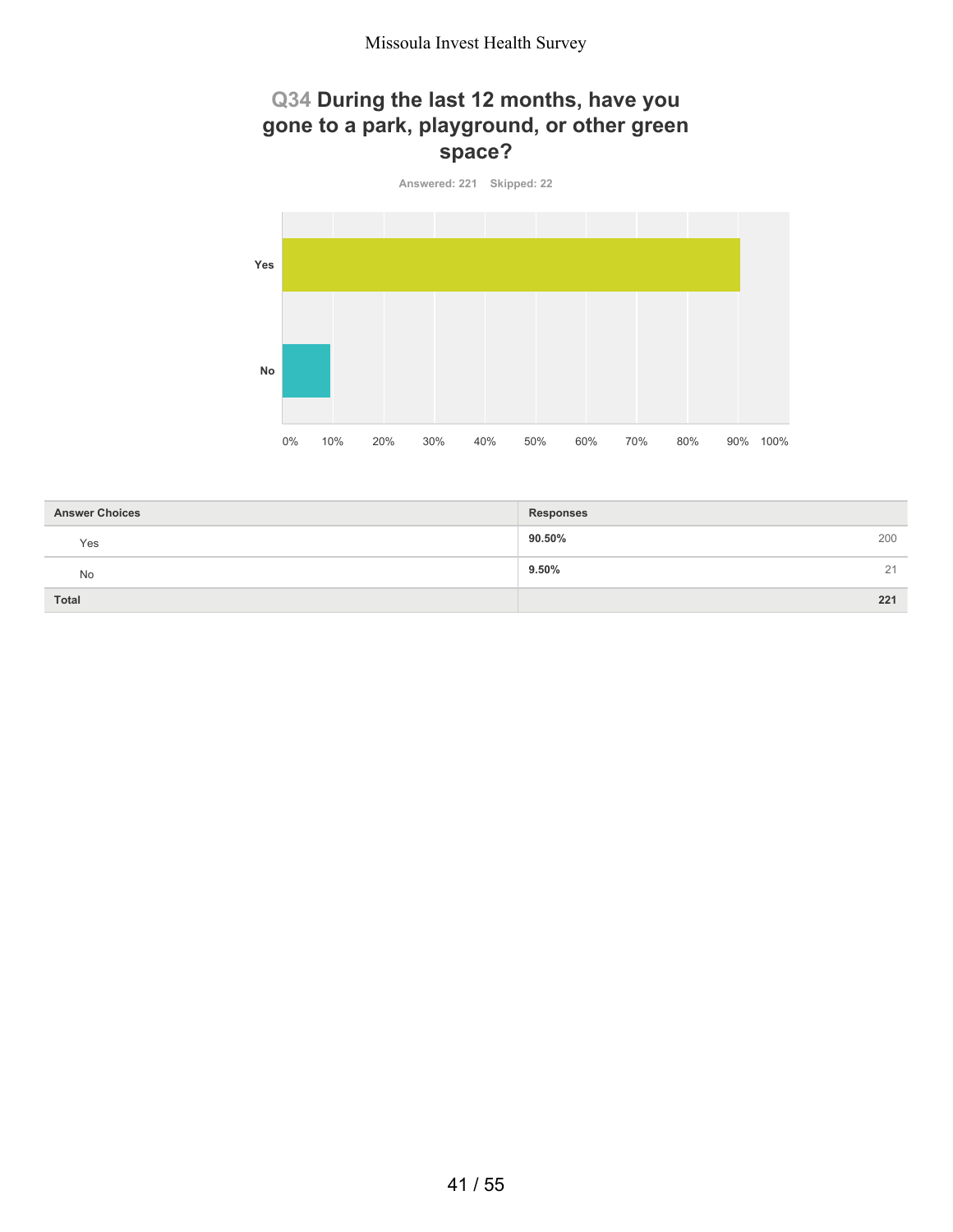## Q34 During the last 12 months, have you gone to a park, playground, or other green space?

Answered: 221 Skipped: 22

| Answer Choices | Responses | |
|---|---|---|
| Yes | 90.50% | 200 |
| No | 9.50% | 21 |
| Total | | 221 |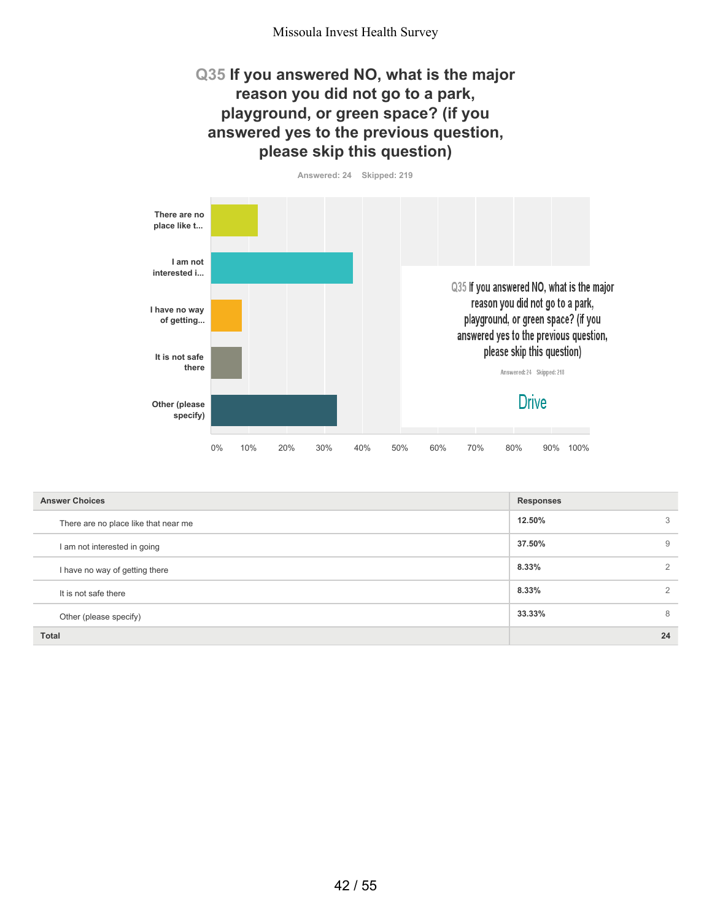## Q35 If you answered NO, what is the major reason you did not go to a park, playground, or green space? (if you answered yes to the previous question, please skip this question)

Answered: 24 Skipped: 219

| Answer Choices | Responses | |
|---|---|---|
| There are no place like that near me | 12.50% | 3 |
| I am not interested in going | 37.50% | 9 |
| I have no way of getting there | 8.33% | 2 |
| It is not safe there | 8.33% | 2 |
| Other (please specify) | 33.33% | 8 |
| **Total** | | **24** |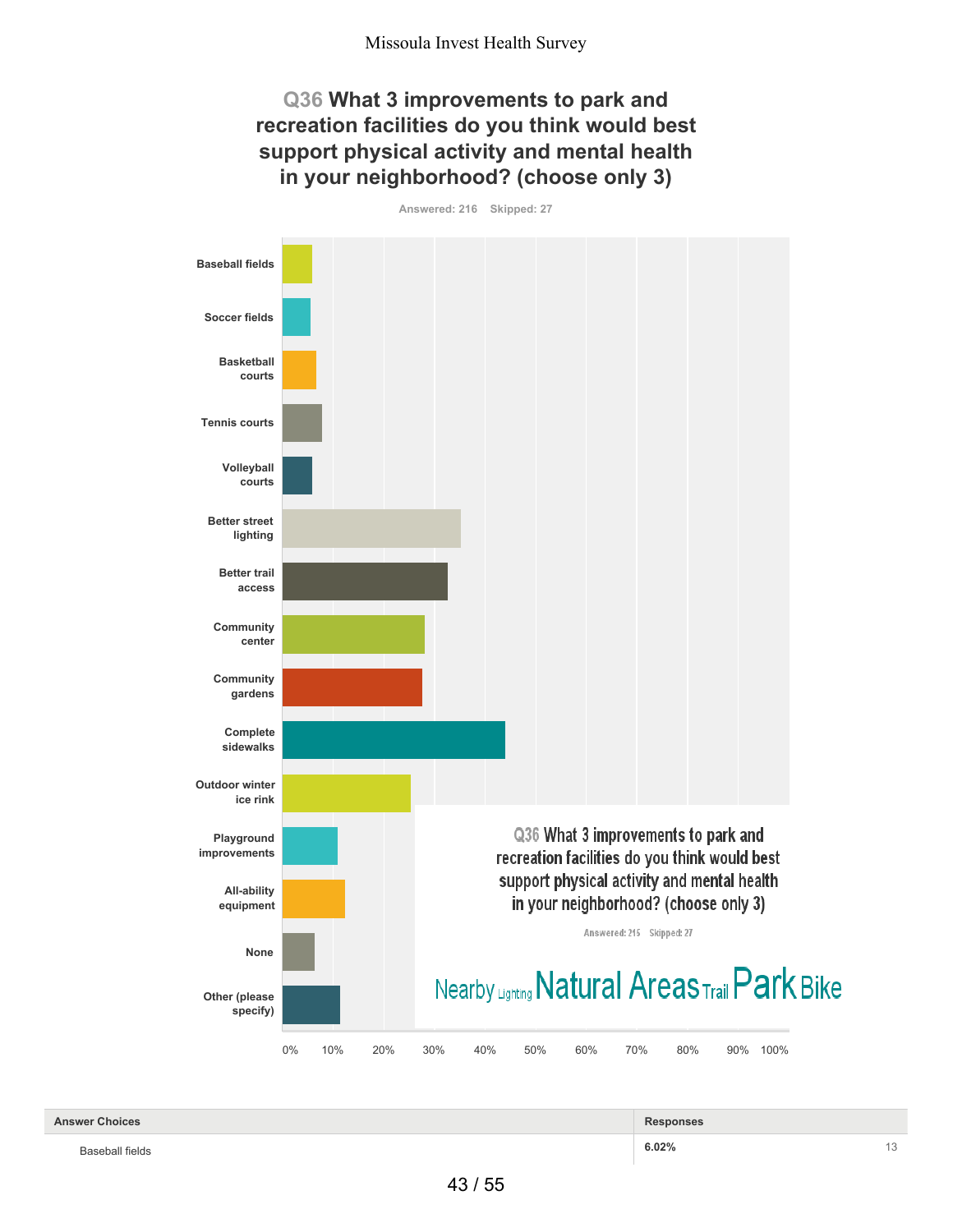Missoula Invest Health Survey

## Q36 What 3 improvements to park and recreation facilities do you think would best support physical activity and mental health in your neighborhood? (choose only 3)

Answered: 216 Skipped: 27

Baseball fields

Soccer fields

Basketball courts

Tennis courts

Volleyball courts

Better street lighting

Better trail access

Community center

Community gardens

Complete sidewalks

Outdoor winter ice rink

Playground improvements

All-ability equipment

None

Other (please specify)

0% 10% 20% 30% 40% 50% 60% 70% 80% 90% 100%

Q36 What 3 improvements to park and recreation facilities do you think would best support physical activity and mental health in your neighborhood? (choose only 3)

Answered: 215 Skipped: 27

Nearby Lighting Natural Areas Trail Park Bike

| Answer Choices | Responses | |
|---|---|---|
| Baseball fields | 6.02% | 13 |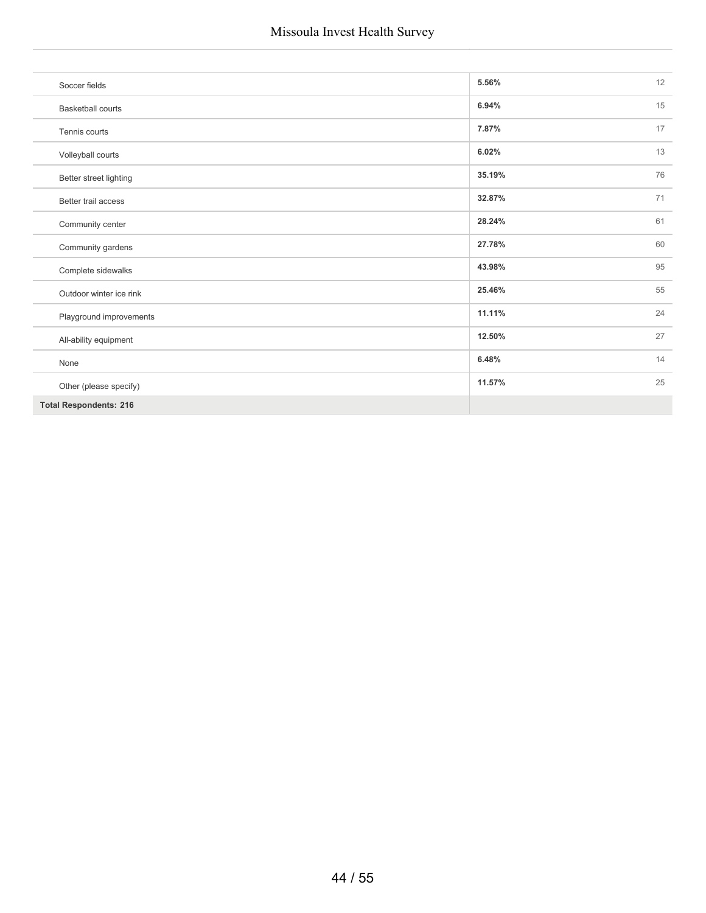| | | |
|---|---|---|
| Soccer fields | **5.56%** | 12 |
| Basketball courts | **6.94%** | 15 |
| Tennis courts | **7.87%** | 17 |
| Volleyball courts | **6.02%** | 13 |
| Better street lighting | **35.19%** | 76 |
| Better trail access | **32.87%** | 71 |
| Community center | **28.24%** | 61 |
| Community gardens | **27.78%** | 60 |
| Complete sidewalks | **43.98%** | 95 |
| Outdoor winter ice rink | **25.46%** | 55 |
| Playground improvements | **11.11%** | 24 |
| All-ability equipment | **12.50%** | 27 |
| None | **6.48%** | 14 |
| Other (please specify) | **11.57%** | 25 |
| **Total Respondents: 216** | | |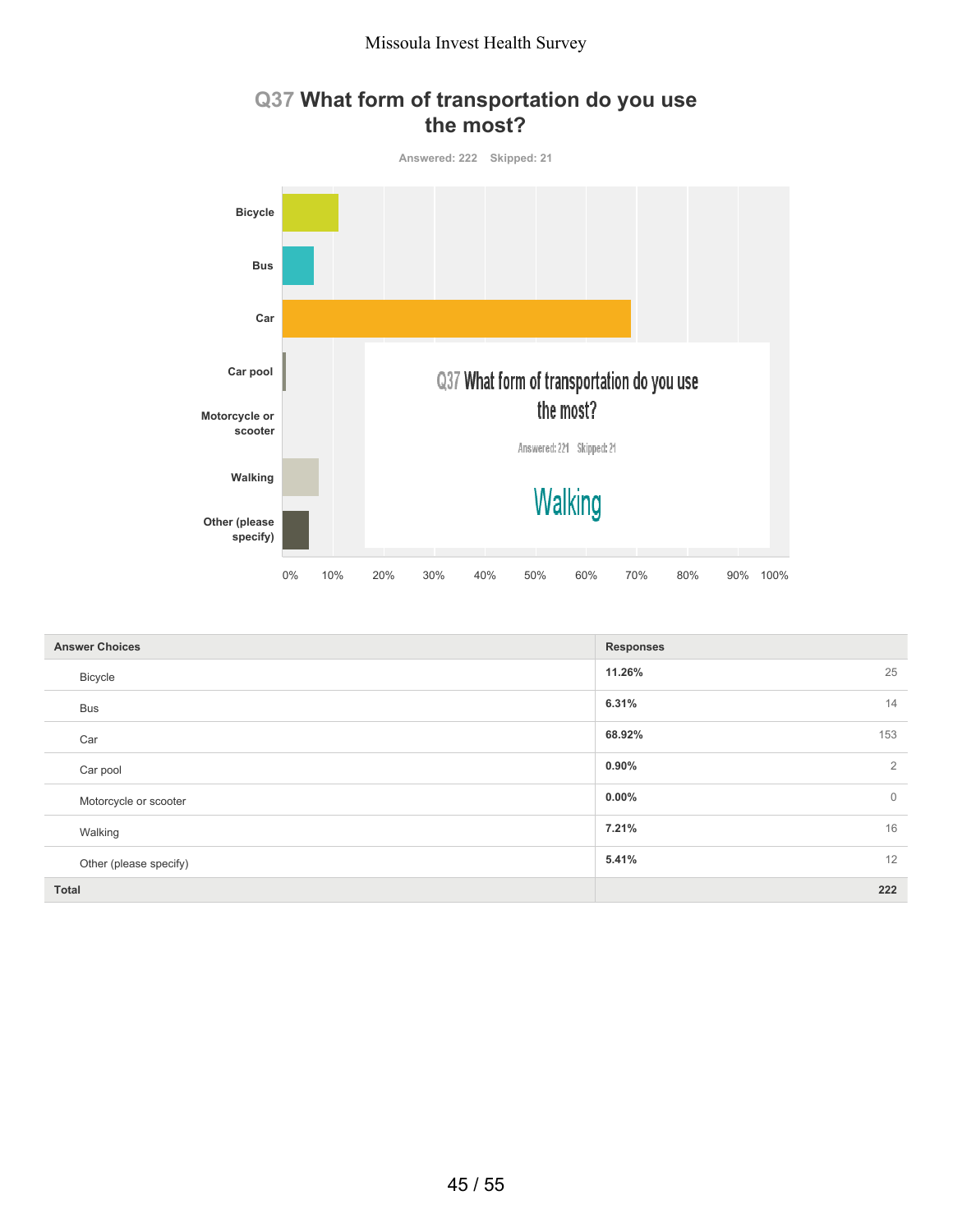## Q37 What form of transportation do you use the most?

Answered: 222 Skipped: 21

| Answer Choices | Responses | |
|---|---|---|
| Bicycle | 11.26% | 25 |
| Bus | 6.31% | 14 |
| Car | 68.92% | 153 |
| Car pool | 0.90% | 2 |
| Motorcycle or scooter | 0.00% | 0 |
| Walking | 7.21% | 16 |
| Other (please specify) | 5.41% | 12 |
| **Total** | | **222** |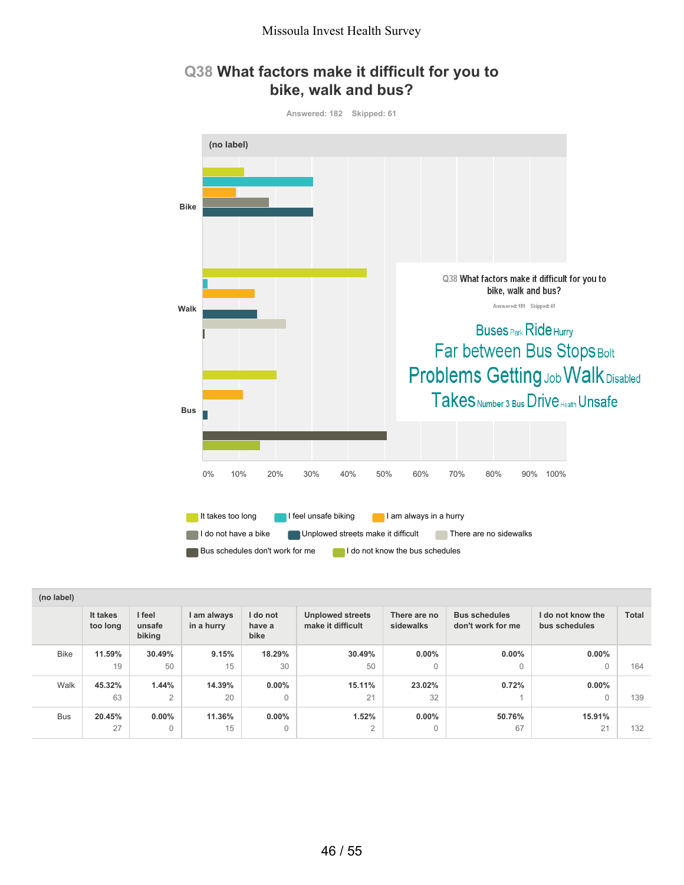## Q38 What factors make it difficult for you to bike, walk and bus?

Answered: 182 Skipped: 61

(no label)

| | It takes too long | I feel unsafe biking | I am always in a hurry | I do not have a bike | Unplowed streets make it difficult | There are no sidewalks | Bus schedules don't work for me | I do not know the bus schedules | Total |
|---|---|---|---|---|---|---|---|---|---|
| Bike | **11.59%** 19 | **30.49%** 50 | **9.15%** 15 | **18.29%** 30 | **30.49%** 50 | **0.00%** 0 | **0.00%** 0 | **0.00%** 0 | 164 |
| Walk | **45.32%** 63 | **1.44%** 2 | **14.39%** 20 | **0.00%** 0 | **15.11%** 21 | **23.02%** 32 | **0.72%** 1 | **0.00%** 0 | 139 |
| Bus | **20.45%** 27 | **0.00%** 0 | **11.36%** 15 | **0.00%** 0 | **1.52%** 2 | **0.00%** 0 | **50.76%** 67 | **15.91%** 21 | 132 |

Q38 What factors make it difficult for you to bike, walk and bus?

Answered: 181 Skipped: 61

Buses Park Ride Hurry Far between Bus Stops Bolt Problems Getting Job Walk Disabled Takes Number 3 Bus Drive Health Unsafe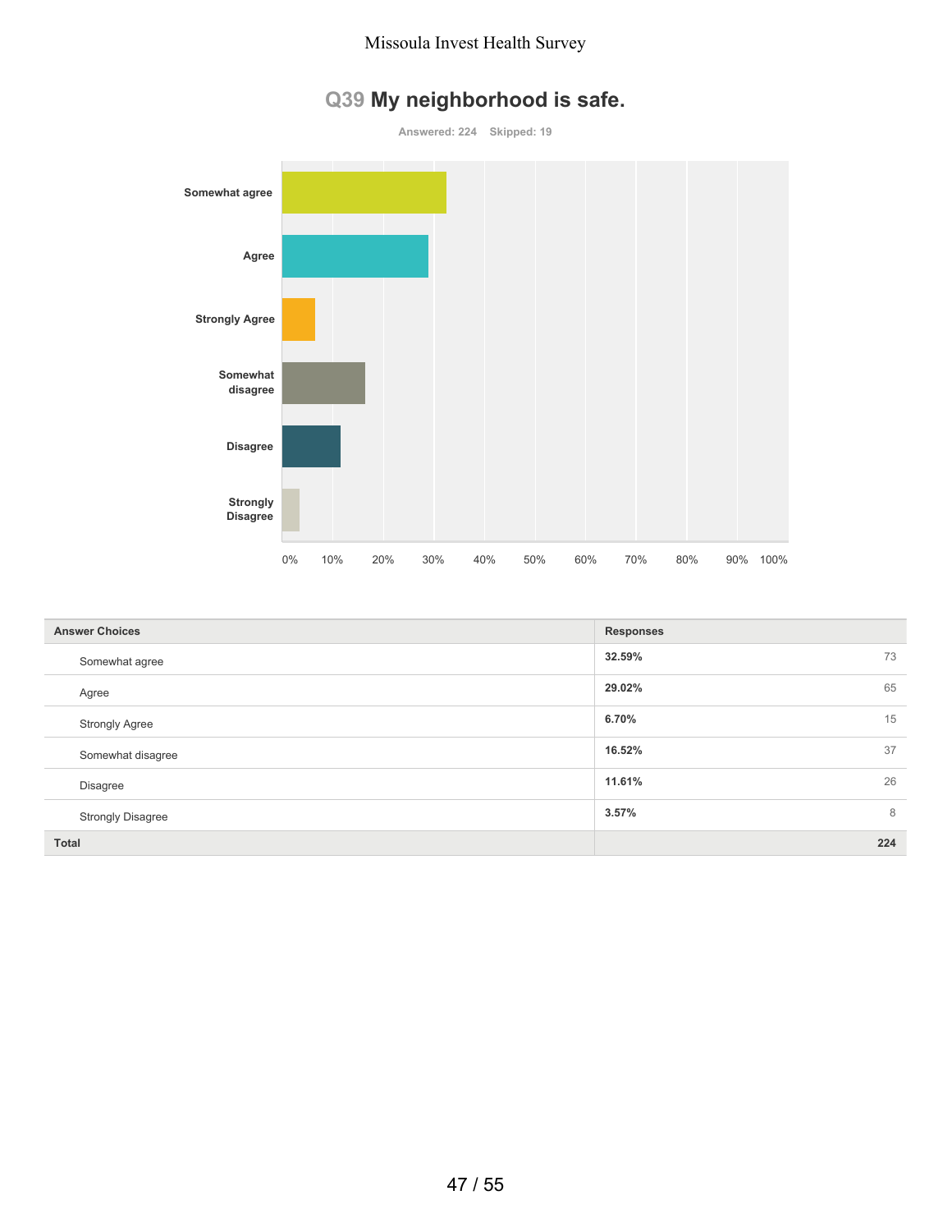## Q39 My neighborhood is safe.

Answered: 224 Skipped: 19

| Answer Choices | Responses | |
|---|---|---|
| Somewhat agree | 32.59% | 73 |
| Agree | 29.02% | 65 |
| Strongly Agree | 6.70% | 15 |
| Somewhat disagree | 16.52% | 37 |
| Disagree | 11.61% | 26 |
| Strongly Disagree | 3.57% | 8 |
| **Total** | | **224** |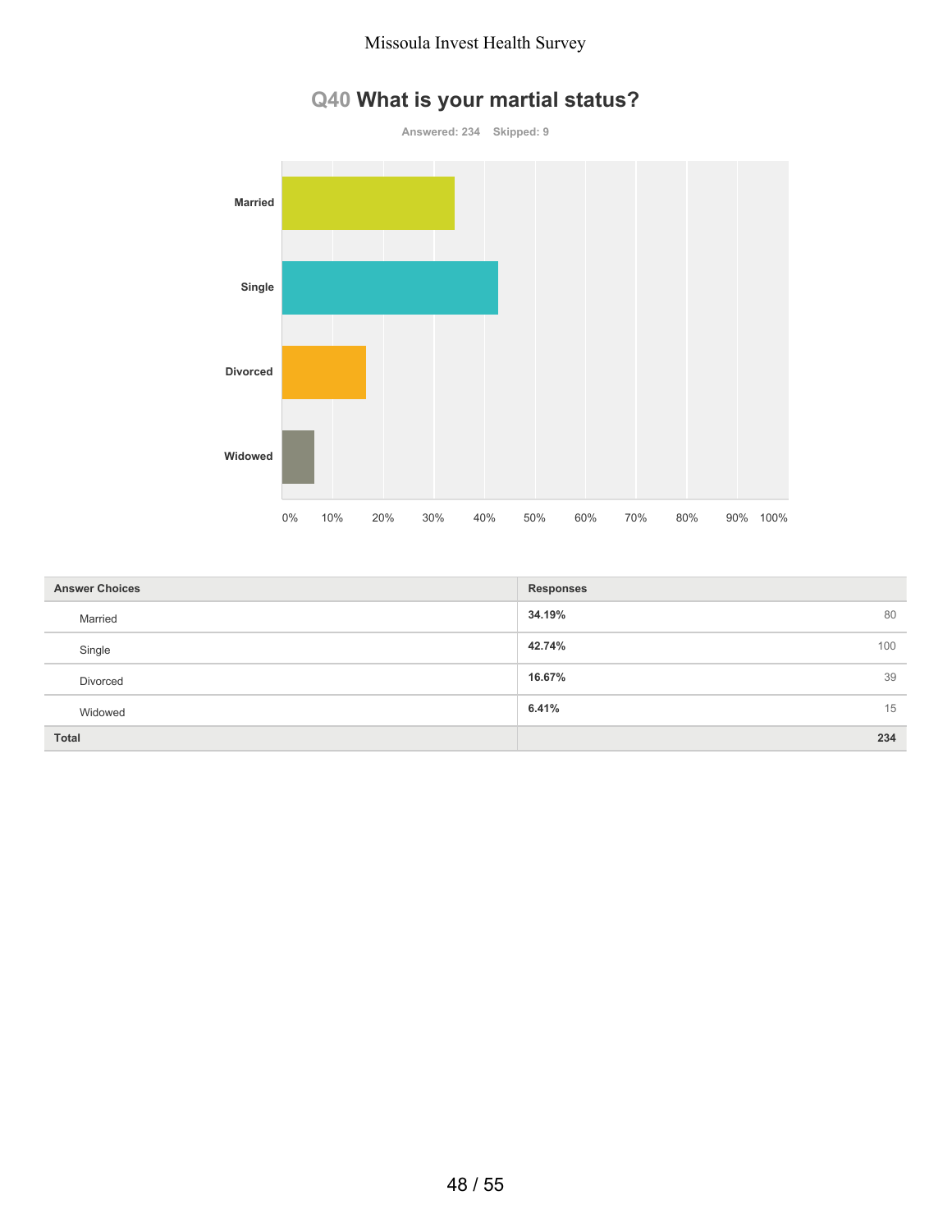## Q40 What is your martial status?

Answered: 234 Skipped: 9

| Answer Choices | Responses | |
|---|---|---|
| Married | 34.19% | 80 |
| Single | 42.74% | 100 |
| Divorced | 16.67% | 39 |
| Widowed | 6.41% | 15 |
| Total | | 234 |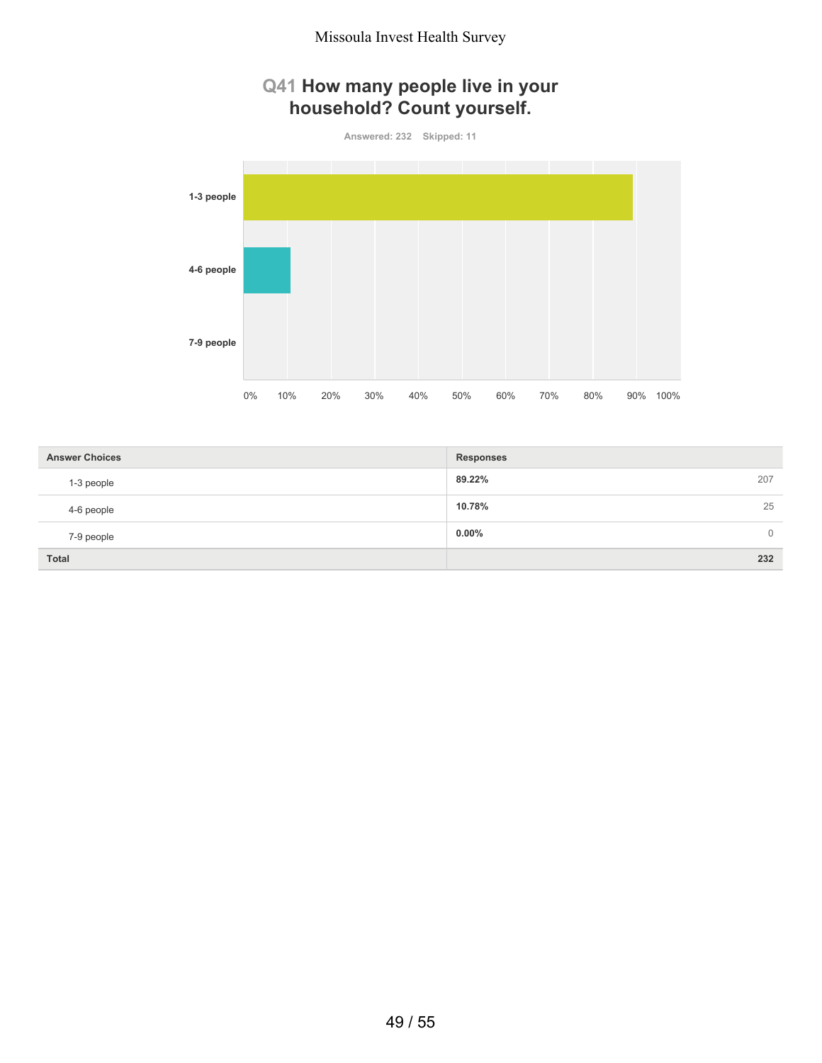## Q41 How many people live in your household? Count yourself.

Answered: 232 Skipped: 11

| Answer Choices | Responses | |
|---|---|---|
| 1-3 people | 89.22% | 207 |
| 4-6 people | 10.78% | 25 |
| 7-9 people | 0.00% | 0 |
| Total | | 232 |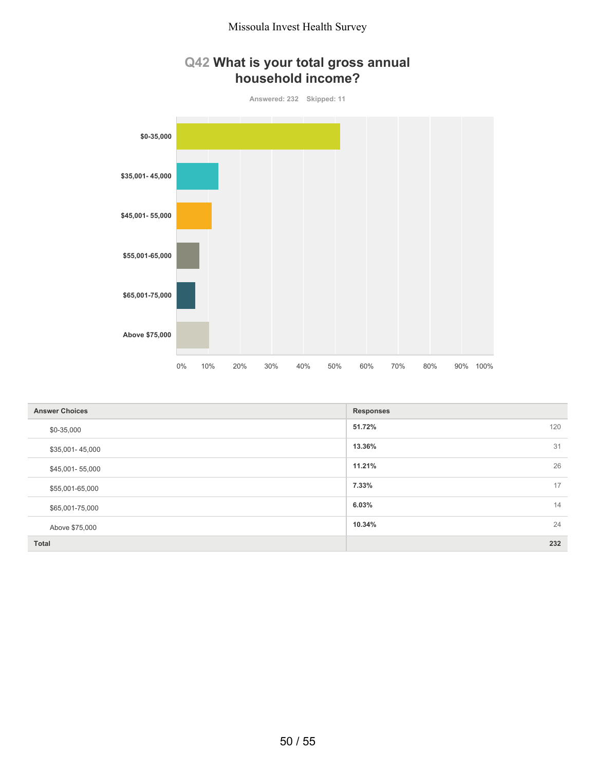## Q42 What is your total gross annual household income?

Answered: 232 Skipped: 11

| Answer Choices | Responses | |
|---|---|---|
| $0-35,000 | 51.72% | 120 |
| $35,001- 45,000 | 13.36% | 31 |
| $45,001- 55,000 | 11.21% | 26 |
| $55,001-65,000 | 7.33% | 17 |
| $65,001-75,000 | 6.03% | 14 |
| Above $75,000 | 10.34% | 24 |
| **Total** | | **232** |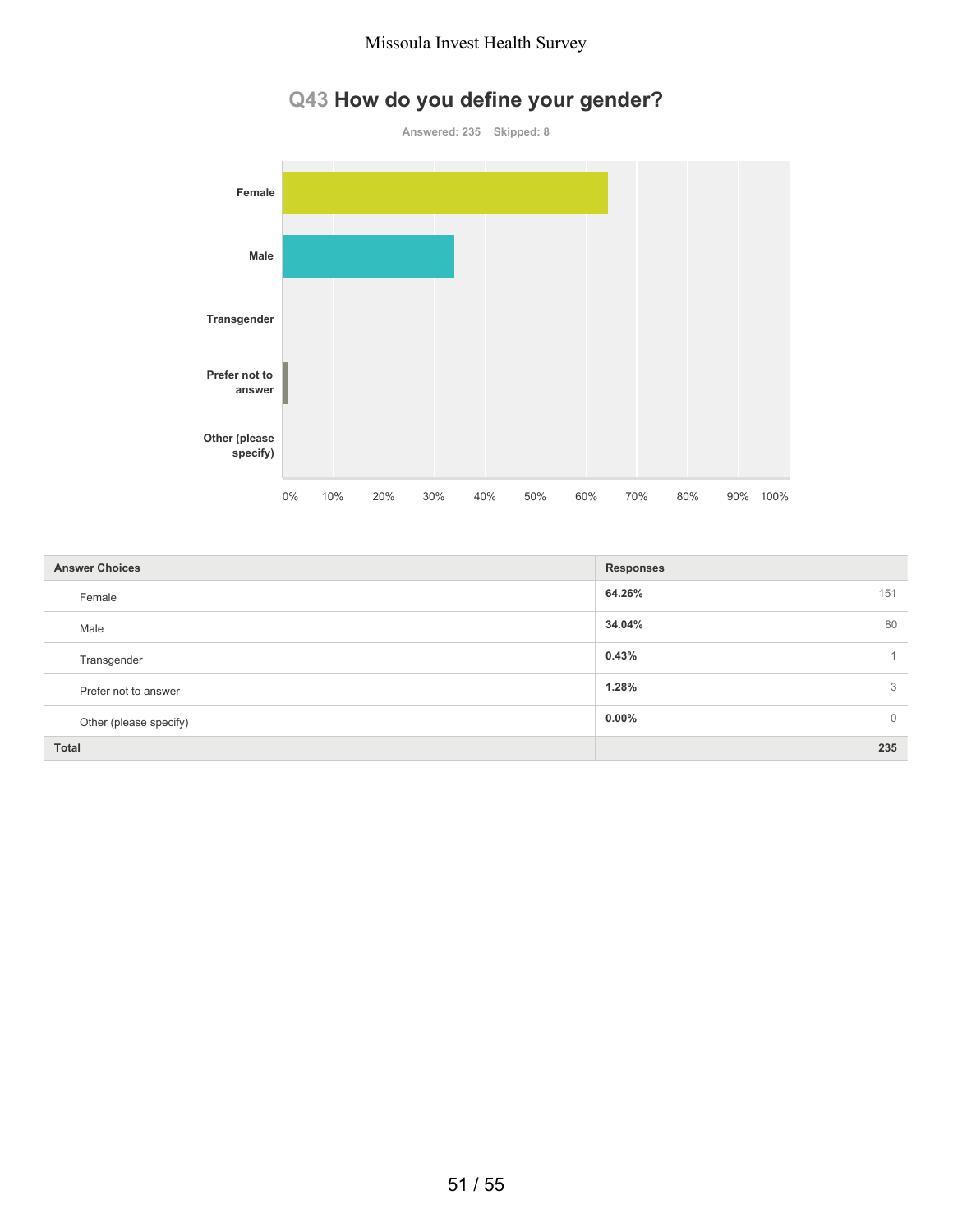## Q43 How do you define your gender?

Answered: 235 Skipped: 8

| Answer Choices | Responses | |
|---|---|---|
| Female | 64.26% | 151 |
| Male | 34.04% | 80 |
| Transgender | 0.43% | 1 |
| Prefer not to answer | 1.28% | 3 |
| Other (please specify) | 0.00% | 0 |
| **Total** | | **235** |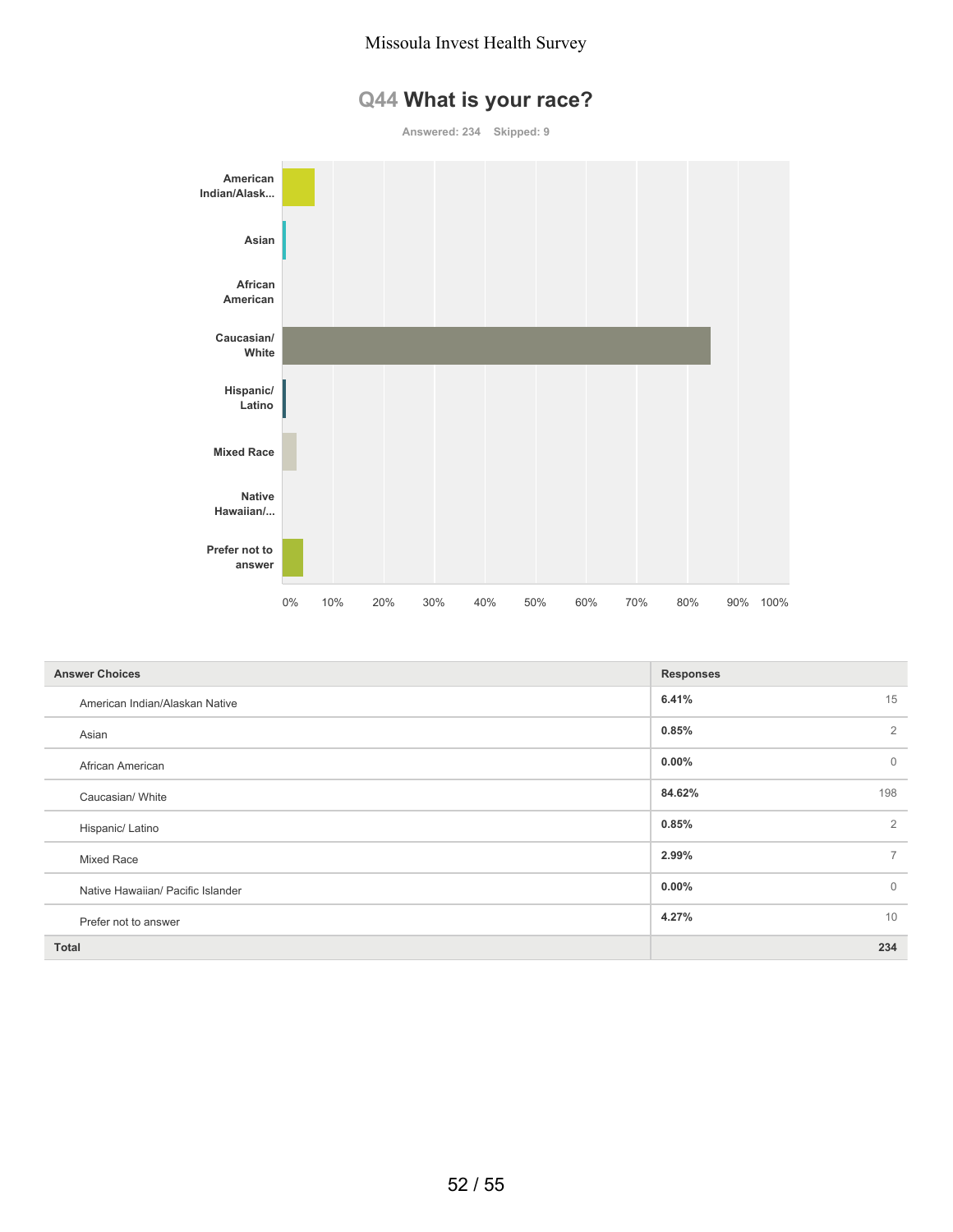## Q44 What is your race?

Answered: 234 Skipped: 9

| Answer Choices | Responses | |
|---|---|---|
| American Indian/Alaskan Native | 6.41% | 15 |
| Asian | 0.85% | 2 |
| African American | 0.00% | 0 |
| Caucasian/ White | 84.62% | 198 |
| Hispanic/ Latino | 0.85% | 2 |
| Mixed Race | 2.99% | 7 |
| Native Hawaiian/ Pacific Islander | 0.00% | 0 |
| Prefer not to answer | 4.27% | 10 |
| **Total** | | **234** |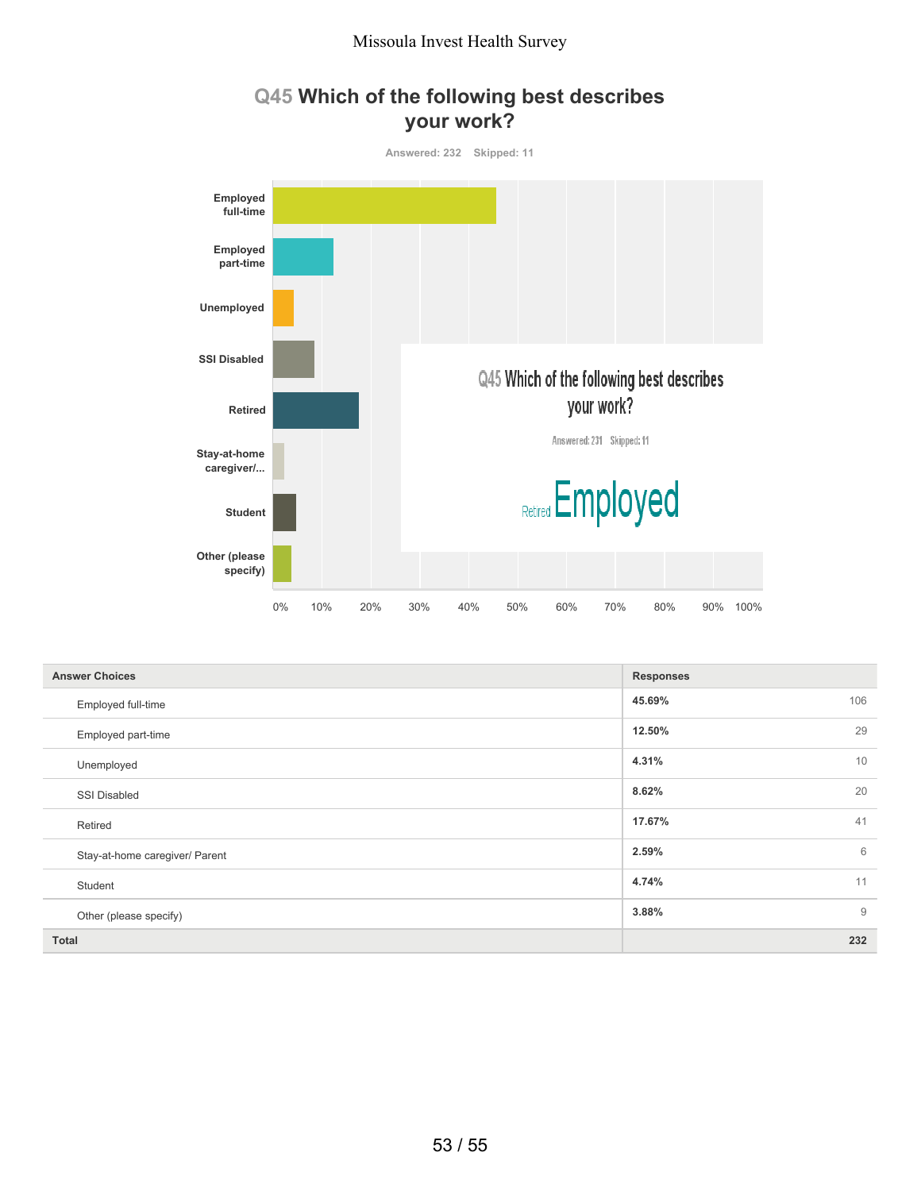## Q45 Which of the following best describes your work?

Answered: 232 Skipped: 11

| Answer Choices | Responses | |
|---|---|---|
| Employed full-time | 45.69% | 106 |
| Employed part-time | 12.50% | 29 |
| Unemployed | 4.31% | 10 |
| SSI Disabled | 8.62% | 20 |
| Retired | 17.67% | 41 |
| Stay-at-home caregiver/ Parent | 2.59% | 6 |
| Student | 4.74% | 11 |
| Other (please specify) | 3.88% | 9 |
| Total | | 232 |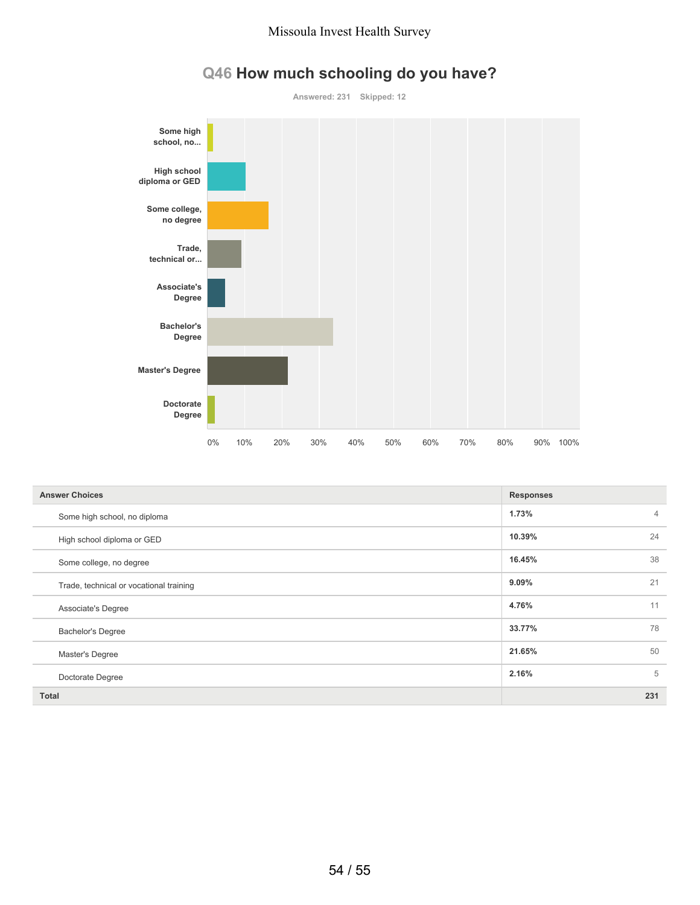## Q46 How much schooling do you have?

Answered: 231    Skipped: 12

| Answer Choices | Responses | |
|---|---|---|
| Some high school, no diploma | 1.73% | 4 |
| High school diploma or GED | 10.39% | 24 |
| Some college, no degree | 16.45% | 38 |
| Trade, technical or vocational training | 9.09% | 21 |
| Associate's Degree | 4.76% | 11 |
| Bachelor's Degree | 33.77% | 78 |
| Master's Degree | 21.65% | 50 |
| Doctorate Degree | 2.16% | 5 |
| **Total** | | **231** |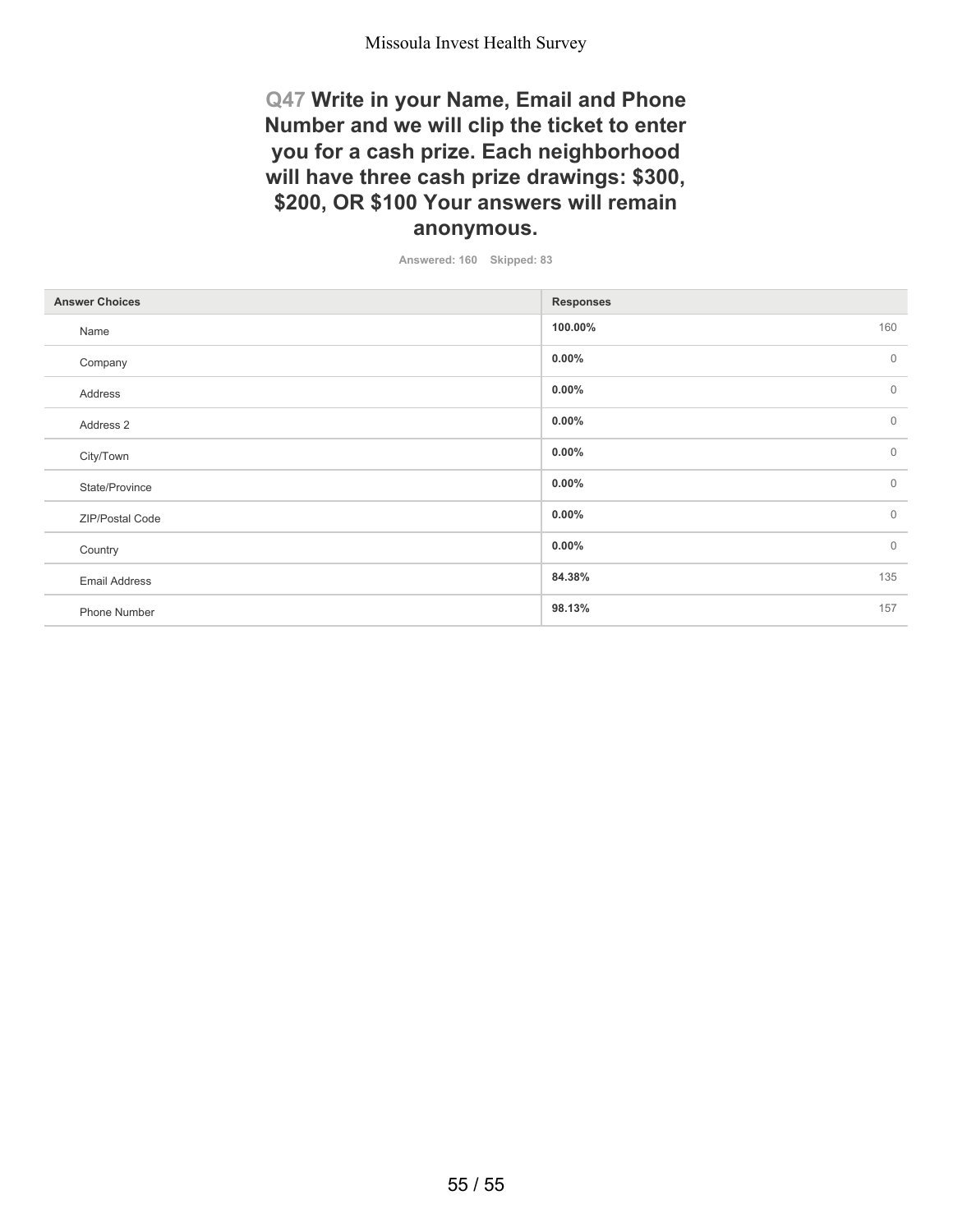## Q47 Write in your Name, Email and Phone Number and we will clip the ticket to enter you for a cash prize. Each neighborhood will have three cash prize drawings: $300, $200, OR $100 Your answers will remain anonymous.

Answered: 160 Skipped: 83

| Answer Choices | Responses | |
|---|---|---|
| Name | 100.00% | 160 |
| Company | 0.00% | 0 |
| Address | 0.00% | 0 |
| Address 2 | 0.00% | 0 |
| City/Town | 0.00% | 0 |
| State/Province | 0.00% | 0 |
| ZIP/Postal Code | 0.00% | 0 |
| Country | 0.00% | 0 |
| Email Address | 84.38% | 135 |
| Phone Number | 98.13% | 157 |